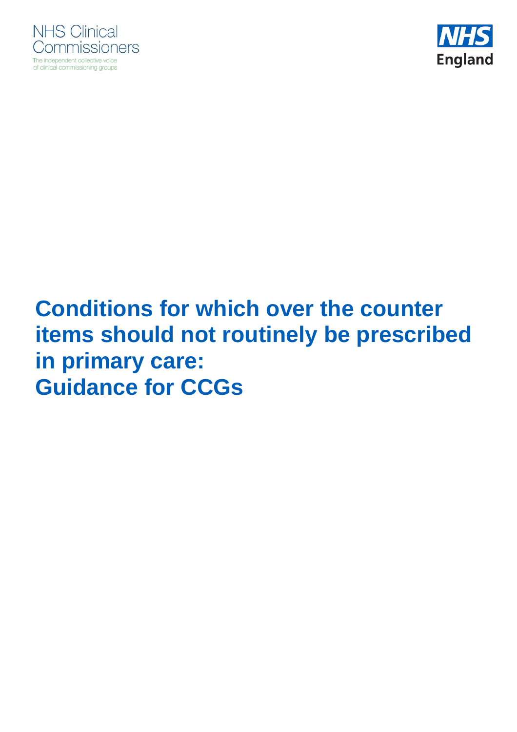NHS Clinical Commissioners

The independent collective voice of clinical commissioning groups

NHS England

# Conditions for which over the counter items should not routinely be prescribed in primary care: Guidance for CCGs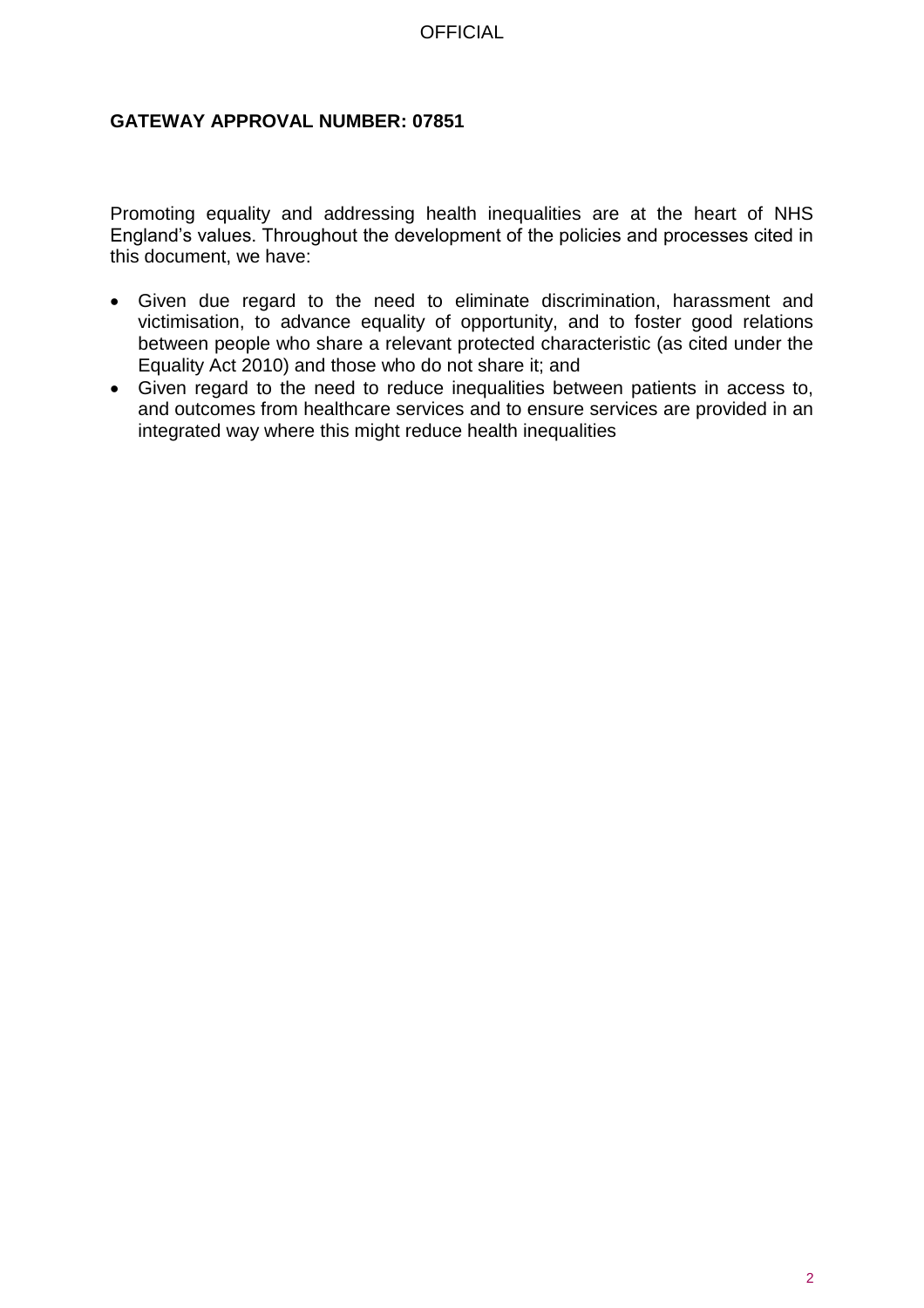**GATEWAY APPROVAL NUMBER: 07851**

Promoting equality and addressing health inequalities are at the heart of NHS England's values. Throughout the development of the policies and processes cited in this document, we have:

- Given due regard to the need to eliminate discrimination, harassment and victimisation, to advance equality of opportunity, and to foster good relations between people who share a relevant protected characteristic (as cited under the Equality Act 2010) and those who do not share it; and
- Given regard to the need to reduce inequalities between patients in access to, and outcomes from healthcare services and to ensure services are provided in an integrated way where this might reduce health inequalities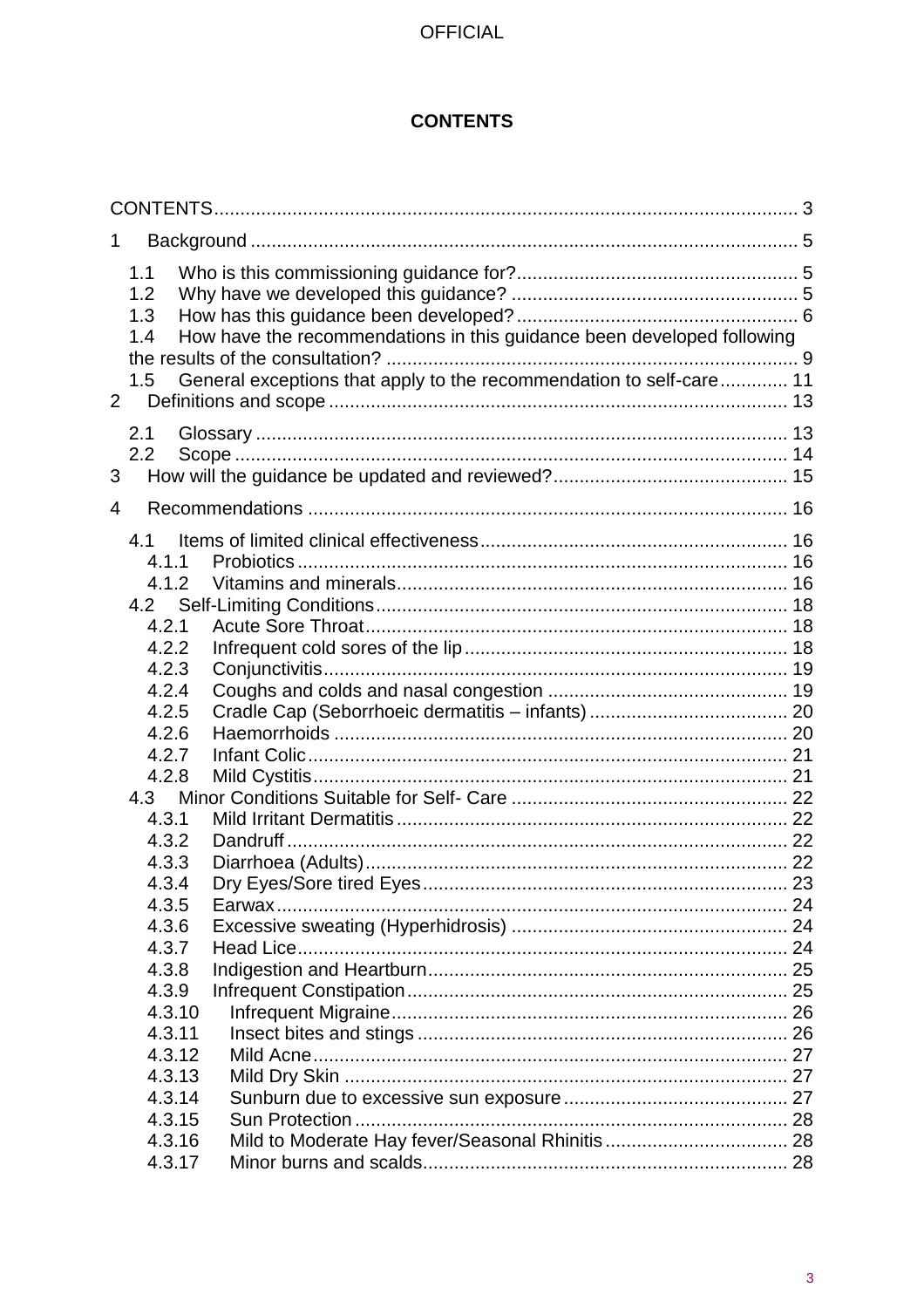**CONTENTS**

CONTENTS .......... 3

1 Background .......... 5

- 1.1 Who is this commissioning guidance for? .......... 5
- 1.2 Why have we developed this guidance? .......... 5
- 1.3 How has this guidance been developed? .......... 6
- 1.4 How have the recommendations in this guidance been developed following the results of the consultation? .......... 9
- 1.5 General exceptions that apply to the recommendation to self-care .......... 11

2 Definitions and scope .......... 13

- 2.1 Glossary .......... 13
- 2.2 Scope .......... 14

3 How will the guidance be updated and reviewed? .......... 15

4 Recommendations .......... 16

- 4.1 Items of limited clinical effectiveness .......... 16
  - 4.1.1 Probiotics .......... 16
  - 4.1.2 Vitamins and minerals .......... 16
- 4.2 Self-Limiting Conditions .......... 18
  - 4.2.1 Acute Sore Throat .......... 18
  - 4.2.2 Infrequent cold sores of the lip .......... 18
  - 4.2.3 Conjunctivitis .......... 19
  - 4.2.4 Coughs and colds and nasal congestion .......... 19
  - 4.2.5 Cradle Cap (Seborrhoeic dermatitis – infants) .......... 20
  - 4.2.6 Haemorrhoids .......... 20
  - 4.2.7 Infant Colic .......... 21
  - 4.2.8 Mild Cystitis .......... 21
- 4.3 Minor Conditions Suitable for Self- Care .......... 22
  - 4.3.1 Mild Irritant Dermatitis .......... 22
  - 4.3.2 Dandruff .......... 22
  - 4.3.3 Diarrhoea (Adults) .......... 22
  - 4.3.4 Dry Eyes/Sore tired Eyes .......... 23
  - 4.3.5 Earwax .......... 24
  - 4.3.6 Excessive sweating (Hyperhidrosis) .......... 24
  - 4.3.7 Head Lice .......... 24
  - 4.3.8 Indigestion and Heartburn .......... 25
  - 4.3.9 Infrequent Constipation .......... 25
  - 4.3.10 Infrequent Migraine .......... 26
  - 4.3.11 Insect bites and stings .......... 26
  - 4.3.12 Mild Acne .......... 27
  - 4.3.13 Mild Dry Skin .......... 27
  - 4.3.14 Sunburn due to excessive sun exposure .......... 27
  - 4.3.15 Sun Protection .......... 28
  - 4.3.16 Mild to Moderate Hay fever/Seasonal Rhinitis .......... 28
  - 4.3.17 Minor burns and scalds .......... 28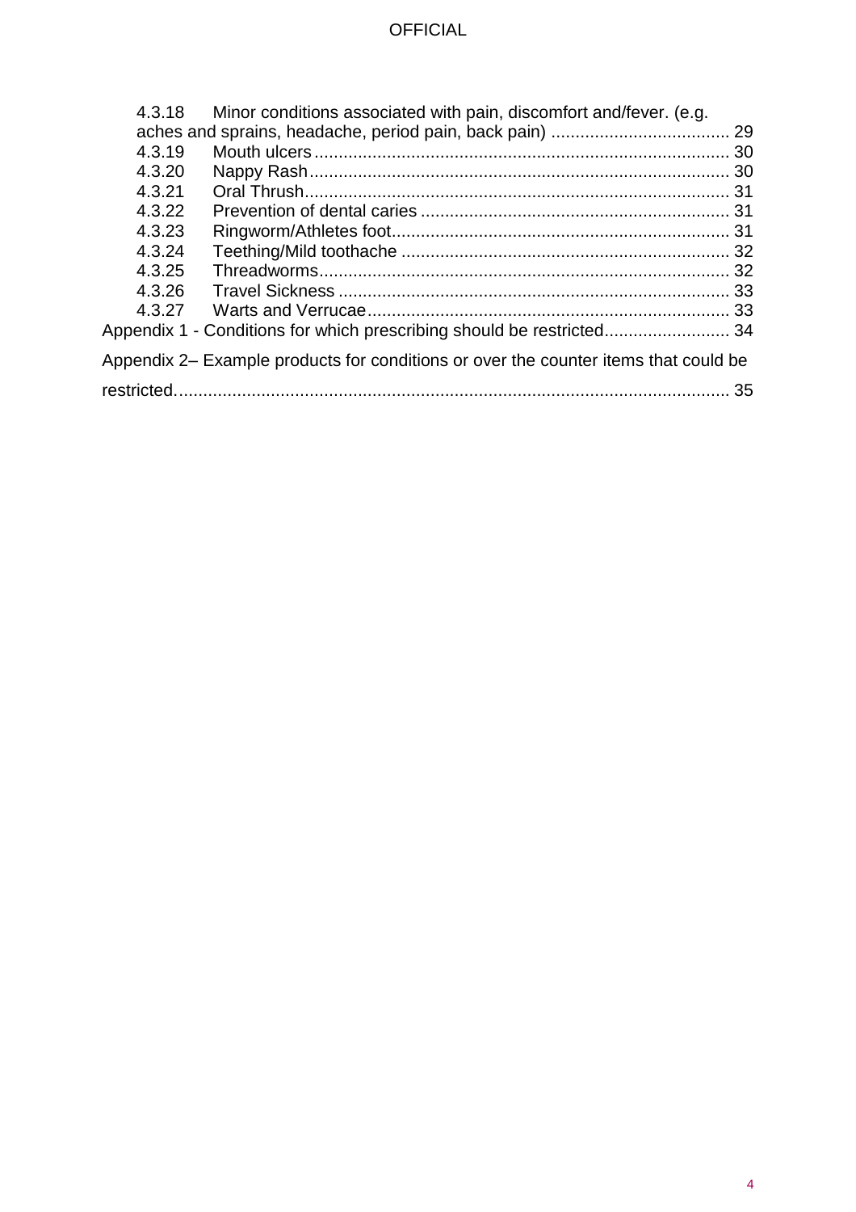4.3.18 Minor conditions associated with pain, discomfort and/fever. (e.g. aches and sprains, headache, period pain, back pain) .................................... 29
4.3.19 Mouth ulcers .................................................................................... 30
4.3.20 Nappy Rash ..................................................................................... 30
4.3.21 Oral Thrush ...................................................................................... 31
4.3.22 Prevention of dental caries ............................................................... 31
4.3.23 Ringworm/Athletes foot .................................................................... 31
4.3.24 Teething/Mild toothache .................................................................. 32
4.3.25 Threadworms ................................................................................... 32
4.3.26 Travel Sickness ............................................................................... 33
4.3.27 Warts and Verrucae ......................................................................... 33

Appendix 1 - Conditions for which prescribing should be restricted.......................... 34

Appendix 2– Example products for conditions or over the counter items that could be restricted.................................................................................................................. 35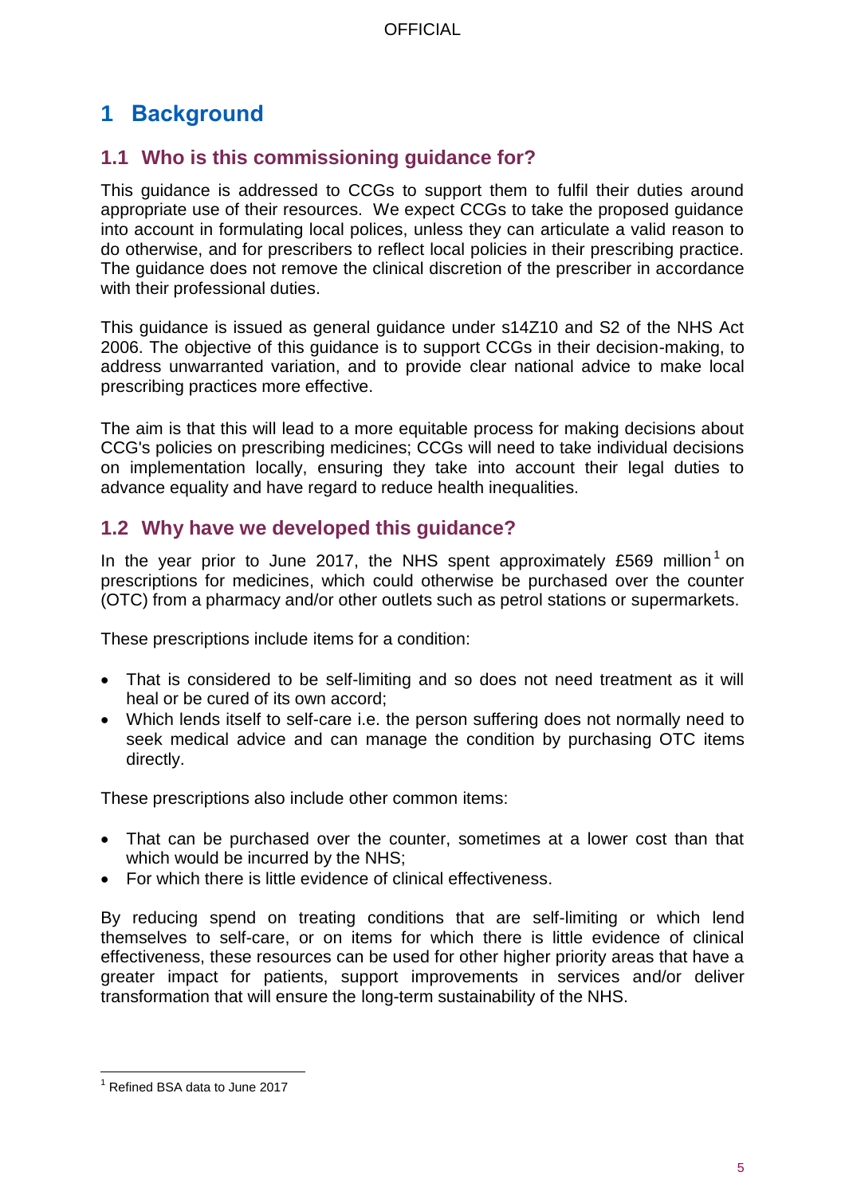# 1 Background

## 1.1 Who is this commissioning guidance for?

This guidance is addressed to CCGs to support them to fulfil their duties around appropriate use of their resources. We expect CCGs to take the proposed guidance into account in formulating local polices, unless they can articulate a valid reason to do otherwise, and for prescribers to reflect local policies in their prescribing practice. The guidance does not remove the clinical discretion of the prescriber in accordance with their professional duties.

This guidance is issued as general guidance under s14Z10 and S2 of the NHS Act 2006. The objective of this guidance is to support CCGs in their decision-making, to address unwarranted variation, and to provide clear national advice to make local prescribing practices more effective.

The aim is that this will lead to a more equitable process for making decisions about CCG's policies on prescribing medicines; CCGs will need to take individual decisions on implementation locally, ensuring they take into account their legal duties to advance equality and have regard to reduce health inequalities.

## 1.2 Why have we developed this guidance?

In the year prior to June 2017, the NHS spent approximately £569 million[1] on prescriptions for medicines, which could otherwise be purchased over the counter (OTC) from a pharmacy and/or other outlets such as petrol stations or supermarkets.

These prescriptions include items for a condition:

- That is considered to be self-limiting and so does not need treatment as it will heal or be cured of its own accord;
- Which lends itself to self-care i.e. the person suffering does not normally need to seek medical advice and can manage the condition by purchasing OTC items directly.

These prescriptions also include other common items:

- That can be purchased over the counter, sometimes at a lower cost than that which would be incurred by the NHS;
- For which there is little evidence of clinical effectiveness.

By reducing spend on treating conditions that are self-limiting or which lend themselves to self-care, or on items for which there is little evidence of clinical effectiveness, these resources can be used for other higher priority areas that have a greater impact for patients, support improvements in services and/or deliver transformation that will ensure the long-term sustainability of the NHS.

[1] Refined BSA data to June 2017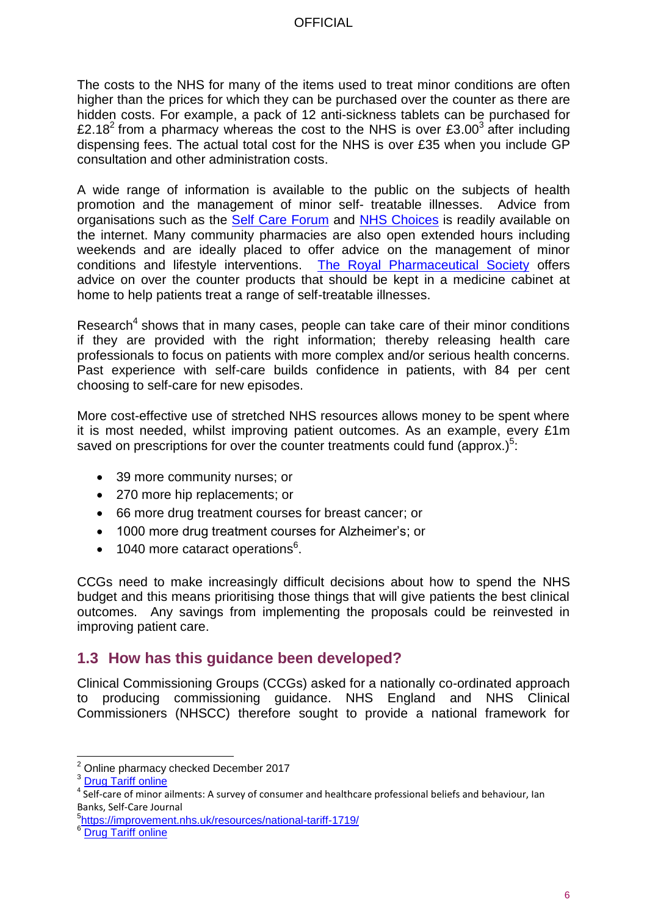The costs to the NHS for many of the items used to treat minor conditions are often higher than the prices for which they can be purchased over the counter as there are hidden costs. For example, a pack of 12 anti-sickness tablets can be purchased for £2.18[2] from a pharmacy whereas the cost to the NHS is over £3.00[3] after including dispensing fees. The actual total cost for the NHS is over £35 when you include GP consultation and other administration costs.

A wide range of information is available to the public on the subjects of health promotion and the management of minor self- treatable illnesses. Advice from organisations such as the Self Care Forum and NHS Choices is readily available on the internet. Many community pharmacies are also open extended hours including weekends and are ideally placed to offer advice on the management of minor conditions and lifestyle interventions. The Royal Pharmaceutical Society offers advice on over the counter products that should be kept in a medicine cabinet at home to help patients treat a range of self-treatable illnesses.

Research[4] shows that in many cases, people can take care of their minor conditions if they are provided with the right information; thereby releasing health care professionals to focus on patients with more complex and/or serious health concerns. Past experience with self-care builds confidence in patients, with 84 per cent choosing to self-care for new episodes.

More cost-effective use of stretched NHS resources allows money to be spent where it is most needed, whilst improving patient outcomes. As an example, every £1m saved on prescriptions for over the counter treatments could fund (approx.)[5]:

- 39 more community nurses; or
- 270 more hip replacements; or
- 66 more drug treatment courses for breast cancer; or
- 1000 more drug treatment courses for Alzheimer's; or
- 1040 more cataract operations[6].

CCGs need to make increasingly difficult decisions about how to spend the NHS budget and this means prioritising those things that will give patients the best clinical outcomes. Any savings from implementing the proposals could be reinvested in improving patient care.

## 1.3 How has this guidance been developed?

Clinical Commissioning Groups (CCGs) asked for a nationally co-ordinated approach to producing commissioning guidance. NHS England and NHS Clinical Commissioners (NHSCC) therefore sought to provide a national framework for

---

[2] Online pharmacy checked December 2017

[3] Drug Tariff online

[4] Self-care of minor ailments: A survey of consumer and healthcare professional beliefs and behaviour, Ian Banks, Self-Care Journal

[5] https://improvement.nhs.uk/resources/national-tariff-1719/

[6] Drug Tariff online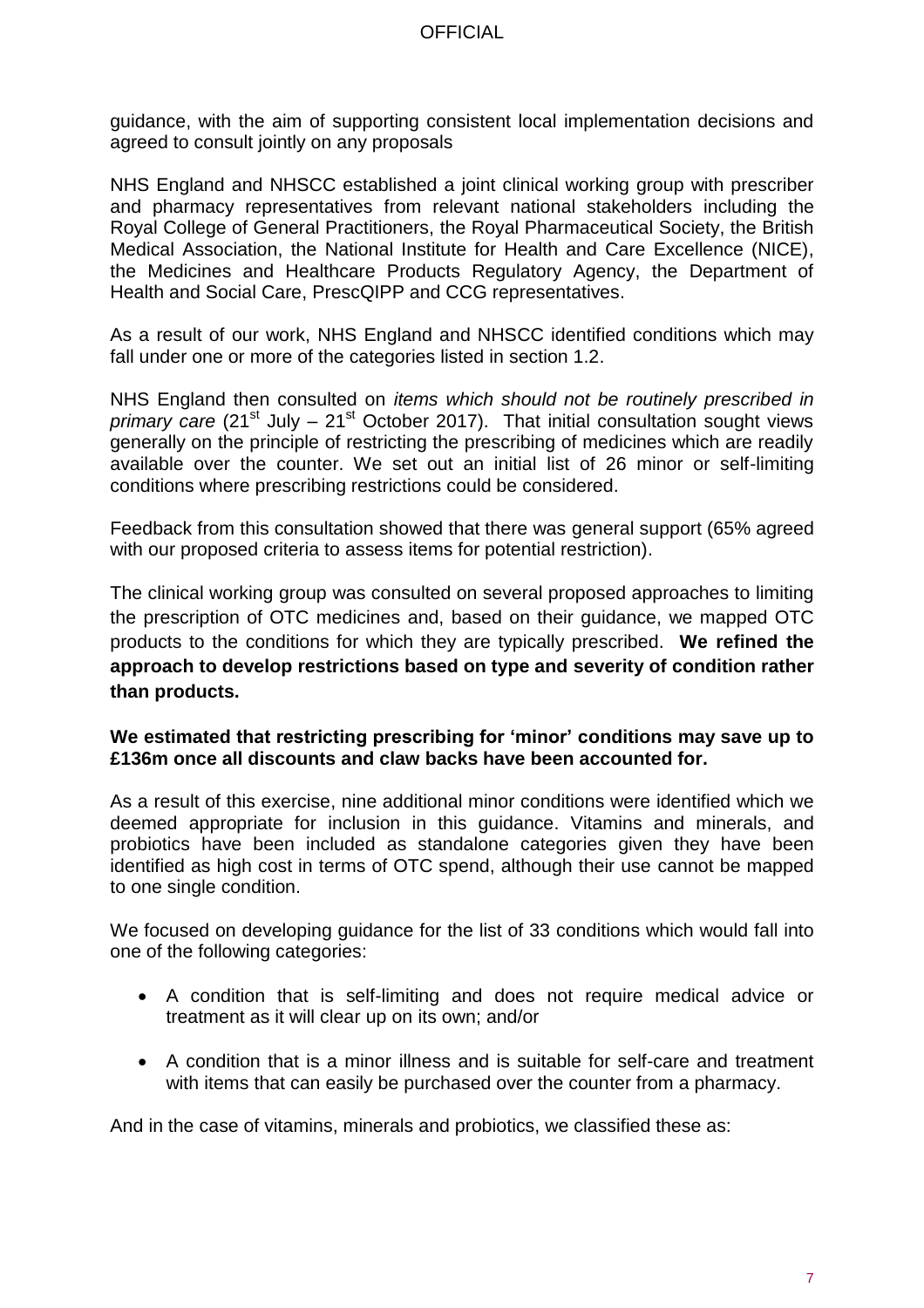guidance, with the aim of supporting consistent local implementation decisions and agreed to consult jointly on any proposals

NHS England and NHSCC established a joint clinical working group with prescriber and pharmacy representatives from relevant national stakeholders including the Royal College of General Practitioners, the Royal Pharmaceutical Society, the British Medical Association, the National Institute for Health and Care Excellence (NICE), the Medicines and Healthcare Products Regulatory Agency, the Department of Health and Social Care, PrescQIPP and CCG representatives.

As a result of our work, NHS England and NHSCC identified conditions which may fall under one or more of the categories listed in section 1.2.

NHS England then consulted on *items which should not be routinely prescribed in primary care* (21st July – 21st October 2017). That initial consultation sought views generally on the principle of restricting the prescribing of medicines which are readily available over the counter. We set out an initial list of 26 minor or self-limiting conditions where prescribing restrictions could be considered.

Feedback from this consultation showed that there was general support (65% agreed with our proposed criteria to assess items for potential restriction).

The clinical working group was consulted on several proposed approaches to limiting the prescription of OTC medicines and, based on their guidance, we mapped OTC products to the conditions for which they are typically prescribed. **We refined the approach to develop restrictions based on type and severity of condition rather than products.**

**We estimated that restricting prescribing for 'minor' conditions may save up to £136m once all discounts and claw backs have been accounted for.**

As a result of this exercise, nine additional minor conditions were identified which we deemed appropriate for inclusion in this guidance. Vitamins and minerals, and probiotics have been included as standalone categories given they have been identified as high cost in terms of OTC spend, although their use cannot be mapped to one single condition.

We focused on developing guidance for the list of 33 conditions which would fall into one of the following categories:

- A condition that is self-limiting and does not require medical advice or treatment as it will clear up on its own; and/or
- A condition that is a minor illness and is suitable for self-care and treatment with items that can easily be purchased over the counter from a pharmacy.

And in the case of vitamins, minerals and probiotics, we classified these as: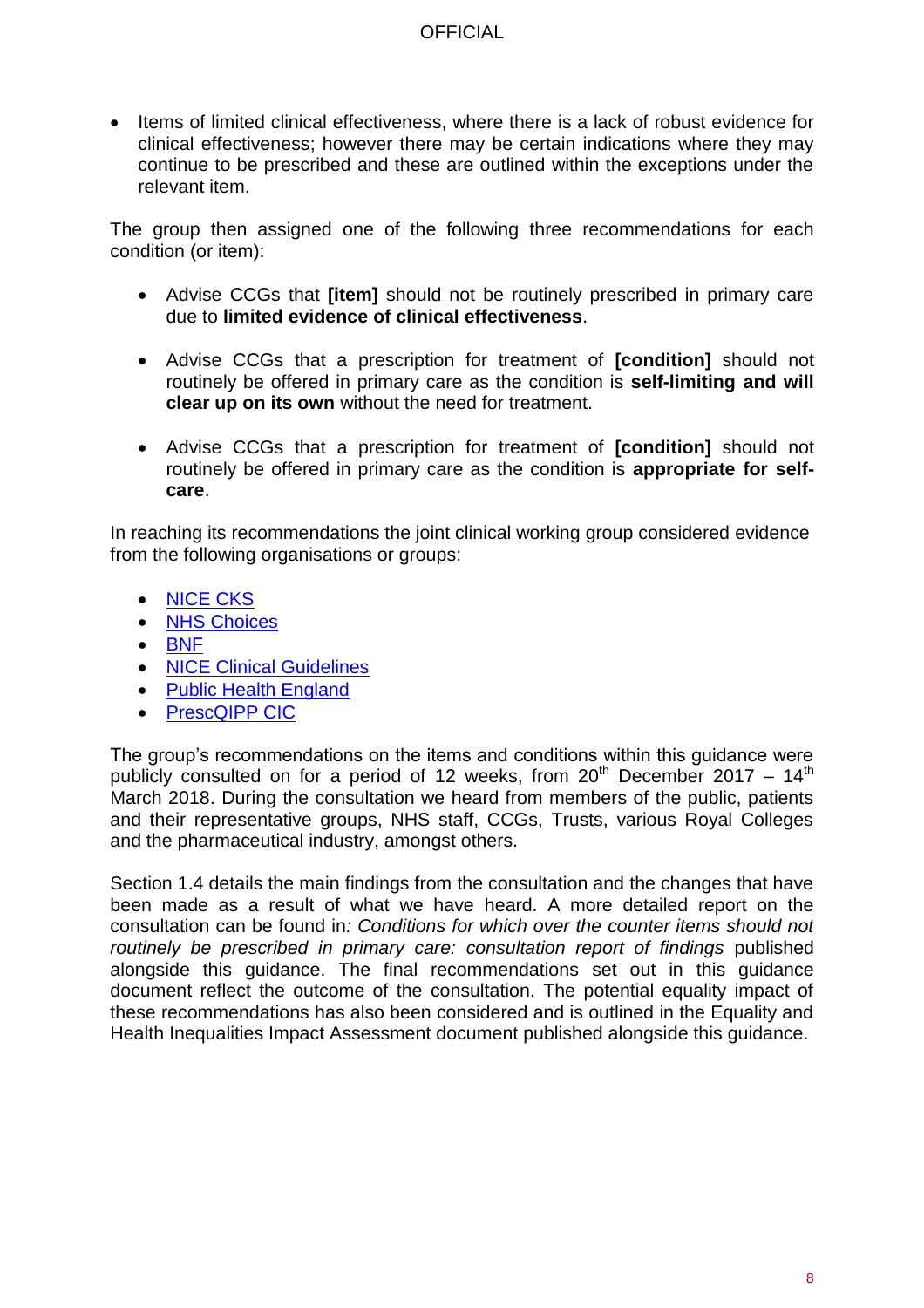- Items of limited clinical effectiveness, where there is a lack of robust evidence for clinical effectiveness; however there may be certain indications where they may continue to be prescribed and these are outlined within the exceptions under the relevant item.

The group then assigned one of the following three recommendations for each condition (or item):

- Advise CCGs that **[item]** should not be routinely prescribed in primary care due to **limited evidence of clinical effectiveness**.
- Advise CCGs that a prescription for treatment of **[condition]** should not routinely be offered in primary care as the condition is **self-limiting and will clear up on its own** without the need for treatment.
- Advise CCGs that a prescription for treatment of **[condition]** should not routinely be offered in primary care as the condition is **appropriate for self-care**.

In reaching its recommendations the joint clinical working group considered evidence from the following organisations or groups:

- NICE CKS
- NHS Choices
- BNF
- NICE Clinical Guidelines
- Public Health England
- PrescQIPP CIC

The group's recommendations on the items and conditions within this guidance were publicly consulted on for a period of 12 weeks, from 20th December 2017 – 14th March 2018. During the consultation we heard from members of the public, patients and their representative groups, NHS staff, CCGs, Trusts, various Royal Colleges and the pharmaceutical industry, amongst others.

Section 1.4 details the main findings from the consultation and the changes that have been made as a result of what we have heard. A more detailed report on the consultation can be found in*: Conditions for which over the counter items should not routinely be prescribed in primary care: consultation report of findings* published alongside this guidance. The final recommendations set out in this guidance document reflect the outcome of the consultation. The potential equality impact of these recommendations has also been considered and is outlined in the Equality and Health Inequalities Impact Assessment document published alongside this guidance.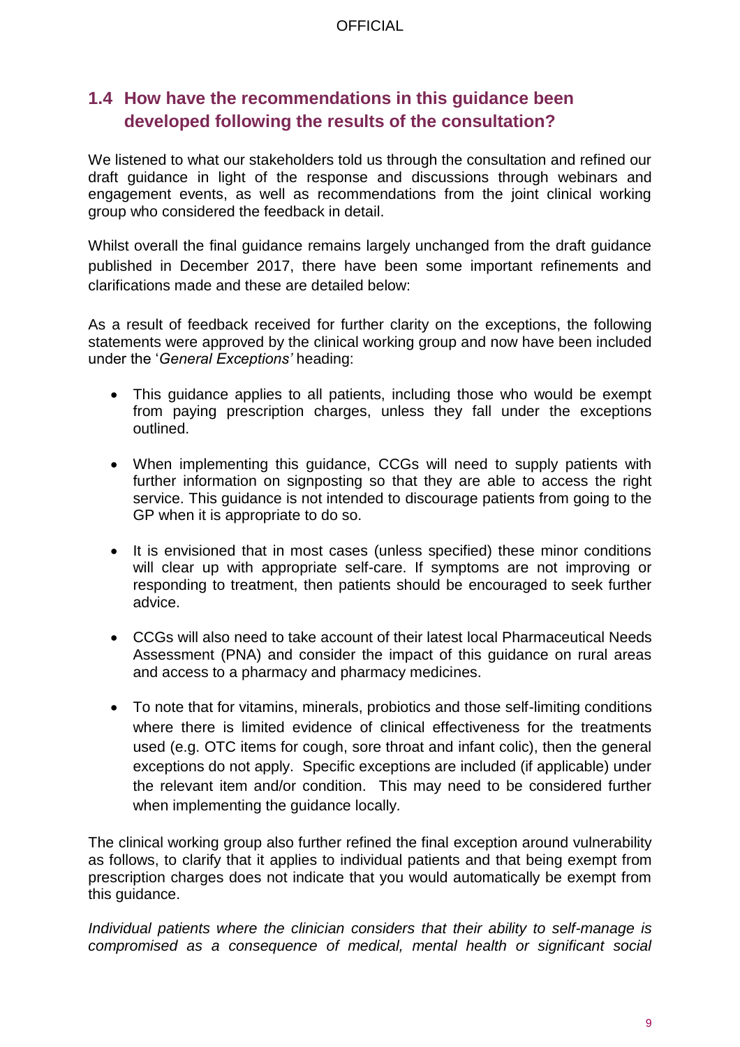## 1.4 How have the recommendations in this guidance been developed following the results of the consultation?

We listened to what our stakeholders told us through the consultation and refined our draft guidance in light of the response and discussions through webinars and engagement events, as well as recommendations from the joint clinical working group who considered the feedback in detail.

Whilst overall the final guidance remains largely unchanged from the draft guidance published in December 2017, there have been some important refinements and clarifications made and these are detailed below:

As a result of feedback received for further clarity on the exceptions, the following statements were approved by the clinical working group and now have been included under the '*General Exceptions'* heading:

- This guidance applies to all patients, including those who would be exempt from paying prescription charges, unless they fall under the exceptions outlined.
- When implementing this guidance, CCGs will need to supply patients with further information on signposting so that they are able to access the right service. This guidance is not intended to discourage patients from going to the GP when it is appropriate to do so.
- It is envisioned that in most cases (unless specified) these minor conditions will clear up with appropriate self-care. If symptoms are not improving or responding to treatment, then patients should be encouraged to seek further advice.
- CCGs will also need to take account of their latest local Pharmaceutical Needs Assessment (PNA) and consider the impact of this guidance on rural areas and access to a pharmacy and pharmacy medicines.
- To note that for vitamins, minerals, probiotics and those self-limiting conditions where there is limited evidence of clinical effectiveness for the treatments used (e.g. OTC items for cough, sore throat and infant colic), then the general exceptions do not apply. Specific exceptions are included (if applicable) under the relevant item and/or condition. This may need to be considered further when implementing the guidance locally.

The clinical working group also further refined the final exception around vulnerability as follows, to clarify that it applies to individual patients and that being exempt from prescription charges does not indicate that you would automatically be exempt from this guidance.

*Individual patients where the clinician considers that their ability to self-manage is compromised as a consequence of medical, mental health or significant social*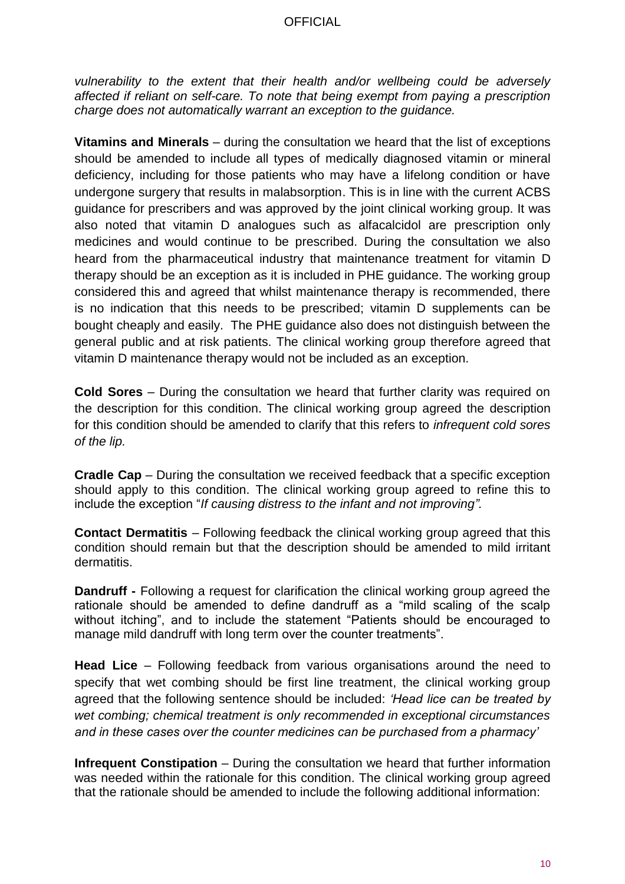*vulnerability to the extent that their health and/or wellbeing could be adversely affected if reliant on self-care. To note that being exempt from paying a prescription charge does not automatically warrant an exception to the guidance.*

**Vitamins and Minerals** – during the consultation we heard that the list of exceptions should be amended to include all types of medically diagnosed vitamin or mineral deficiency, including for those patients who may have a lifelong condition or have undergone surgery that results in malabsorption. This is in line with the current ACBS guidance for prescribers and was approved by the joint clinical working group. It was also noted that vitamin D analogues such as alfacalcidol are prescription only medicines and would continue to be prescribed. During the consultation we also heard from the pharmaceutical industry that maintenance treatment for vitamin D therapy should be an exception as it is included in PHE guidance. The working group considered this and agreed that whilst maintenance therapy is recommended, there is no indication that this needs to be prescribed; vitamin D supplements can be bought cheaply and easily. The PHE guidance also does not distinguish between the general public and at risk patients. The clinical working group therefore agreed that vitamin D maintenance therapy would not be included as an exception.

**Cold Sores** – During the consultation we heard that further clarity was required on the description for this condition. The clinical working group agreed the description for this condition should be amended to clarify that this refers to *infrequent cold sores of the lip.*

**Cradle Cap** – During the consultation we received feedback that a specific exception should apply to this condition. The clinical working group agreed to refine this to include the exception "*If causing distress to the infant and not improving".*

**Contact Dermatitis** – Following feedback the clinical working group agreed that this condition should remain but that the description should be amended to mild irritant dermatitis.

**Dandruff -** Following a request for clarification the clinical working group agreed the rationale should be amended to define dandruff as a "mild scaling of the scalp without itching", and to include the statement "Patients should be encouraged to manage mild dandruff with long term over the counter treatments".

**Head Lice** – Following feedback from various organisations around the need to specify that wet combing should be first line treatment, the clinical working group agreed that the following sentence should be included: *'Head lice can be treated by wet combing; chemical treatment is only recommended in exceptional circumstances and in these cases over the counter medicines can be purchased from a pharmacy'*

**Infrequent Constipation** – During the consultation we heard that further information was needed within the rationale for this condition. The clinical working group agreed that the rationale should be amended to include the following additional information: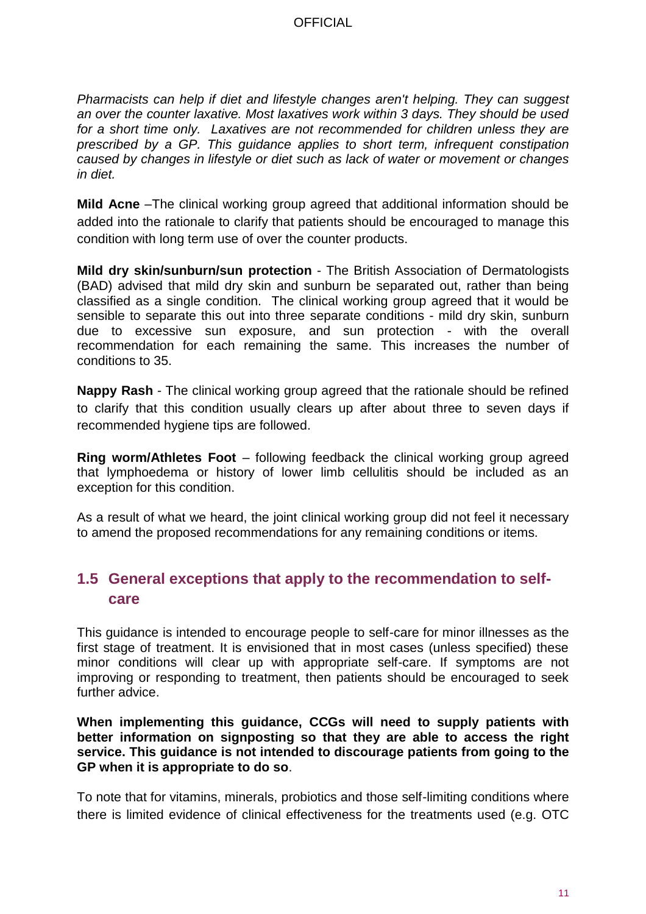*Pharmacists can help if diet and lifestyle changes aren't helping. They can suggest an over the counter laxative. Most laxatives work within 3 days. They should be used for a short time only. Laxatives are not recommended for children unless they are prescribed by a GP. This guidance applies to short term, infrequent constipation caused by changes in lifestyle or diet such as lack of water or movement or changes in diet.*

**Mild Acne** –The clinical working group agreed that additional information should be added into the rationale to clarify that patients should be encouraged to manage this condition with long term use of over the counter products.

**Mild dry skin/sunburn/sun protection** - The British Association of Dermatologists (BAD) advised that mild dry skin and sunburn be separated out, rather than being classified as a single condition. The clinical working group agreed that it would be sensible to separate this out into three separate conditions - mild dry skin, sunburn due to excessive sun exposure, and sun protection - with the overall recommendation for each remaining the same. This increases the number of conditions to 35.

**Nappy Rash** - The clinical working group agreed that the rationale should be refined to clarify that this condition usually clears up after about three to seven days if recommended hygiene tips are followed.

**Ring worm/Athletes Foot** – following feedback the clinical working group agreed that lymphoedema or history of lower limb cellulitis should be included as an exception for this condition.

As a result of what we heard, the joint clinical working group did not feel it necessary to amend the proposed recommendations for any remaining conditions or items.

## 1.5 General exceptions that apply to the recommendation to self-care

This guidance is intended to encourage people to self-care for minor illnesses as the first stage of treatment. It is envisioned that in most cases (unless specified) these minor conditions will clear up with appropriate self-care. If symptoms are not improving or responding to treatment, then patients should be encouraged to seek further advice.

**When implementing this guidance, CCGs will need to supply patients with better information on signposting so that they are able to access the right service. This guidance is not intended to discourage patients from going to the GP when it is appropriate to do so**.

To note that for vitamins, minerals, probiotics and those self-limiting conditions where there is limited evidence of clinical effectiveness for the treatments used (e.g. OTC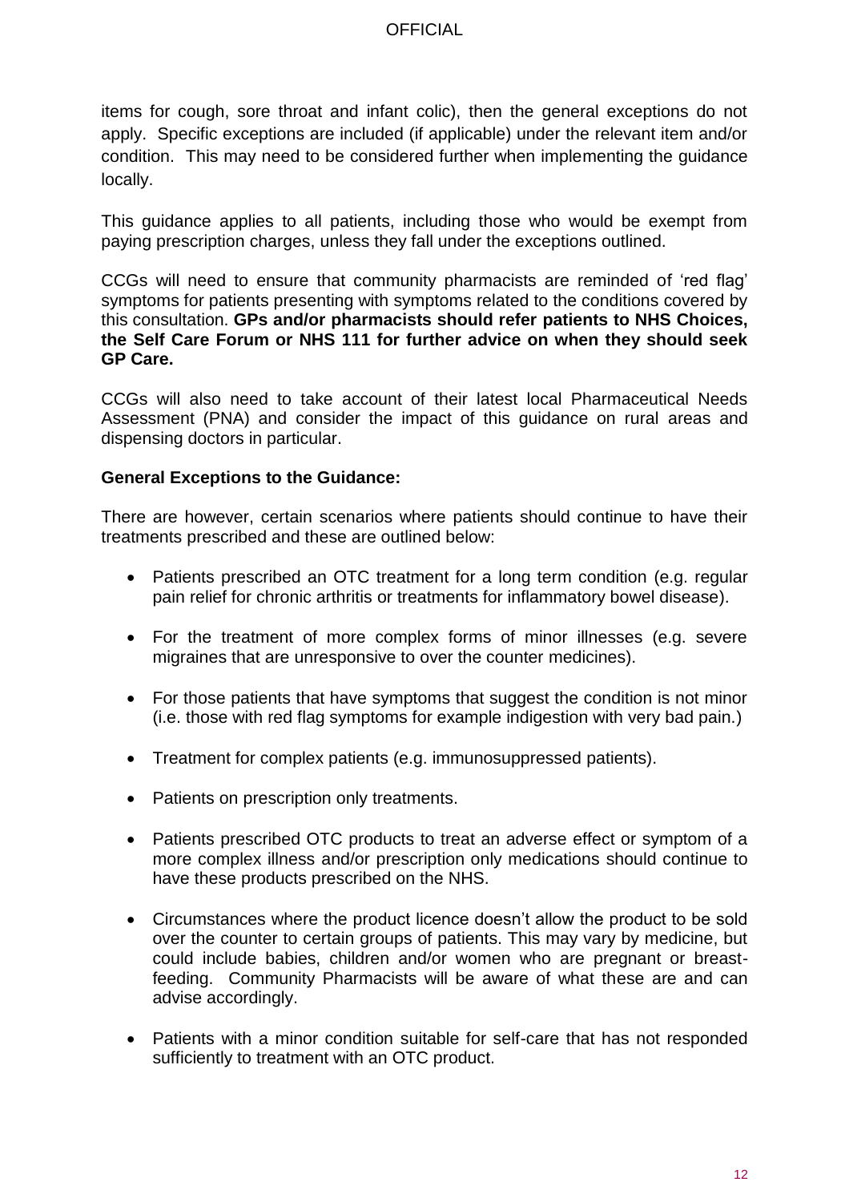items for cough, sore throat and infant colic), then the general exceptions do not apply. Specific exceptions are included (if applicable) under the relevant item and/or condition. This may need to be considered further when implementing the guidance locally.

This guidance applies to all patients, including those who would be exempt from paying prescription charges, unless they fall under the exceptions outlined.

CCGs will need to ensure that community pharmacists are reminded of 'red flag' symptoms for patients presenting with symptoms related to the conditions covered by this consultation. **GPs and/or pharmacists should refer patients to NHS Choices, the Self Care Forum or NHS 111 for further advice on when they should seek GP Care.**

CCGs will also need to take account of their latest local Pharmaceutical Needs Assessment (PNA) and consider the impact of this guidance on rural areas and dispensing doctors in particular.

**General Exceptions to the Guidance:**

There are however, certain scenarios where patients should continue to have their treatments prescribed and these are outlined below:

- Patients prescribed an OTC treatment for a long term condition (e.g. regular pain relief for chronic arthritis or treatments for inflammatory bowel disease).
- For the treatment of more complex forms of minor illnesses (e.g. severe migraines that are unresponsive to over the counter medicines).
- For those patients that have symptoms that suggest the condition is not minor (i.e. those with red flag symptoms for example indigestion with very bad pain.)
- Treatment for complex patients (e.g. immunosuppressed patients).
- Patients on prescription only treatments.
- Patients prescribed OTC products to treat an adverse effect or symptom of a more complex illness and/or prescription only medications should continue to have these products prescribed on the NHS.
- Circumstances where the product licence doesn't allow the product to be sold over the counter to certain groups of patients. This may vary by medicine, but could include babies, children and/or women who are pregnant or breast-feeding. Community Pharmacists will be aware of what these are and can advise accordingly.
- Patients with a minor condition suitable for self-care that has not responded sufficiently to treatment with an OTC product.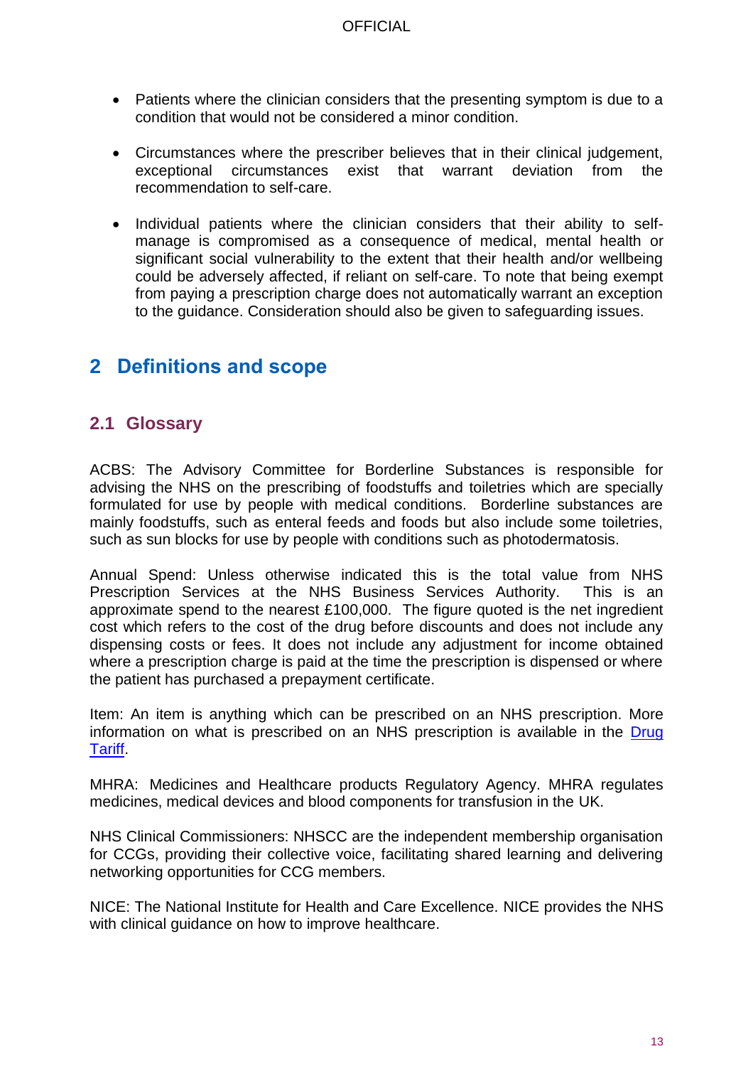- Patients where the clinician considers that the presenting symptom is due to a condition that would not be considered a minor condition.

- Circumstances where the prescriber believes that in their clinical judgement, exceptional circumstances exist that warrant deviation from the recommendation to self-care.

- Individual patients where the clinician considers that their ability to self-manage is compromised as a consequence of medical, mental health or significant social vulnerability to the extent that their health and/or wellbeing could be adversely affected, if reliant on self-care. To note that being exempt from paying a prescription charge does not automatically warrant an exception to the guidance. Consideration should also be given to safeguarding issues.

# 2 Definitions and scope

## 2.1 Glossary

ACBS: The Advisory Committee for Borderline Substances is responsible for advising the NHS on the prescribing of foodstuffs and toiletries which are specially formulated for use by people with medical conditions. Borderline substances are mainly foodstuffs, such as enteral feeds and foods but also include some toiletries, such as sun blocks for use by people with conditions such as photodermatosis.

Annual Spend: Unless otherwise indicated this is the total value from NHS Prescription Services at the NHS Business Services Authority. This is an approximate spend to the nearest £100,000. The figure quoted is the net ingredient cost which refers to the cost of the drug before discounts and does not include any dispensing costs or fees. It does not include any adjustment for income obtained where a prescription charge is paid at the time the prescription is dispensed or where the patient has purchased a prepayment certificate.

Item: An item is anything which can be prescribed on an NHS prescription. More information on what is prescribed on an NHS prescription is available in the Drug Tariff.

MHRA: Medicines and Healthcare products Regulatory Agency. MHRA regulates medicines, medical devices and blood components for transfusion in the UK.

NHS Clinical Commissioners: NHSCC are the independent membership organisation for CCGs, providing their collective voice, facilitating shared learning and delivering networking opportunities for CCG members.

NICE: The National Institute for Health and Care Excellence. NICE provides the NHS with clinical guidance on how to improve healthcare.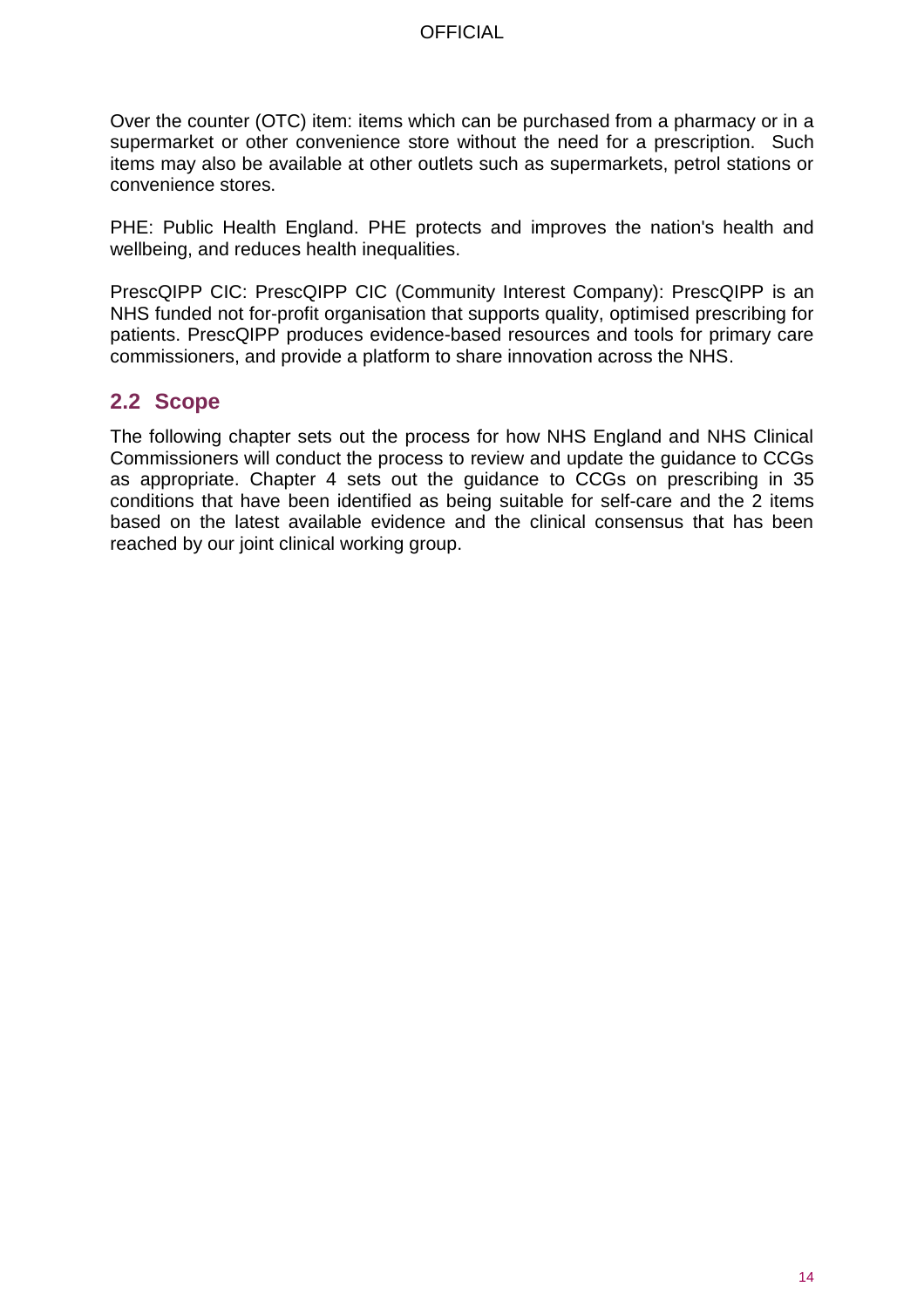Over the counter (OTC) item: items which can be purchased from a pharmacy or in a supermarket or other convenience store without the need for a prescription. Such items may also be available at other outlets such as supermarkets, petrol stations or convenience stores.

PHE: Public Health England. PHE protects and improves the nation's health and wellbeing, and reduces health inequalities.

PrescQIPP CIC: PrescQIPP CIC (Community Interest Company): PrescQIPP is an NHS funded not for-profit organisation that supports quality, optimised prescribing for patients. PrescQIPP produces evidence-based resources and tools for primary care commissioners, and provide a platform to share innovation across the NHS.

## 2.2 Scope

The following chapter sets out the process for how NHS England and NHS Clinical Commissioners will conduct the process to review and update the guidance to CCGs as appropriate. Chapter 4 sets out the guidance to CCGs on prescribing in 35 conditions that have been identified as being suitable for self-care and the 2 items based on the latest available evidence and the clinical consensus that has been reached by our joint clinical working group.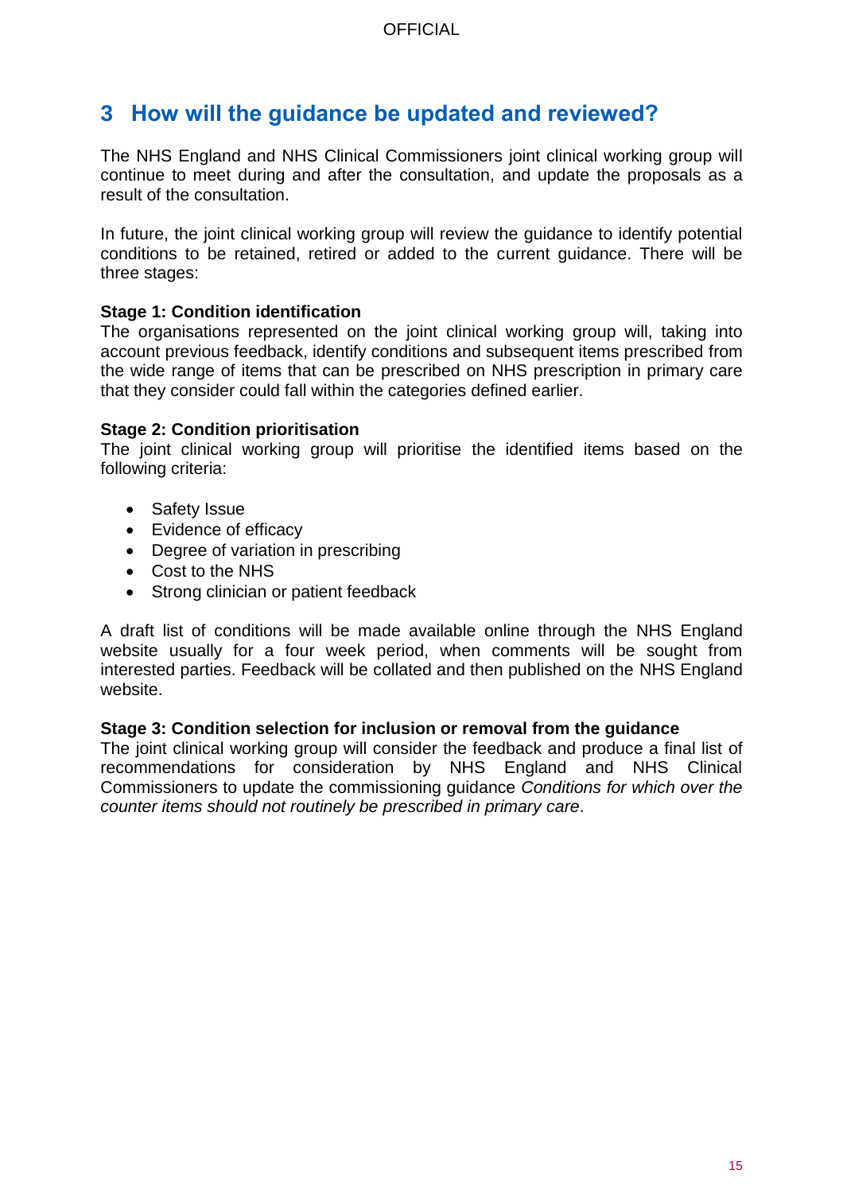## 3 How will the guidance be updated and reviewed?

The NHS England and NHS Clinical Commissioners joint clinical working group will continue to meet during and after the consultation, and update the proposals as a result of the consultation.

In future, the joint clinical working group will review the guidance to identify potential conditions to be retained, retired or added to the current guidance. There will be three stages:

**Stage 1: Condition identification**
The organisations represented on the joint clinical working group will, taking into account previous feedback, identify conditions and subsequent items prescribed from the wide range of items that can be prescribed on NHS prescription in primary care that they consider could fall within the categories defined earlier.

**Stage 2: Condition prioritisation**
The joint clinical working group will prioritise the identified items based on the following criteria:

- Safety Issue
- Evidence of efficacy
- Degree of variation in prescribing
- Cost to the NHS
- Strong clinician or patient feedback

A draft list of conditions will be made available online through the NHS England website usually for a four week period, when comments will be sought from interested parties. Feedback will be collated and then published on the NHS England website.

**Stage 3: Condition selection for inclusion or removal from the guidance**
The joint clinical working group will consider the feedback and produce a final list of recommendations for consideration by NHS England and NHS Clinical Commissioners to update the commissioning guidance *Conditions for which over the counter items should not routinely be prescribed in primary care*.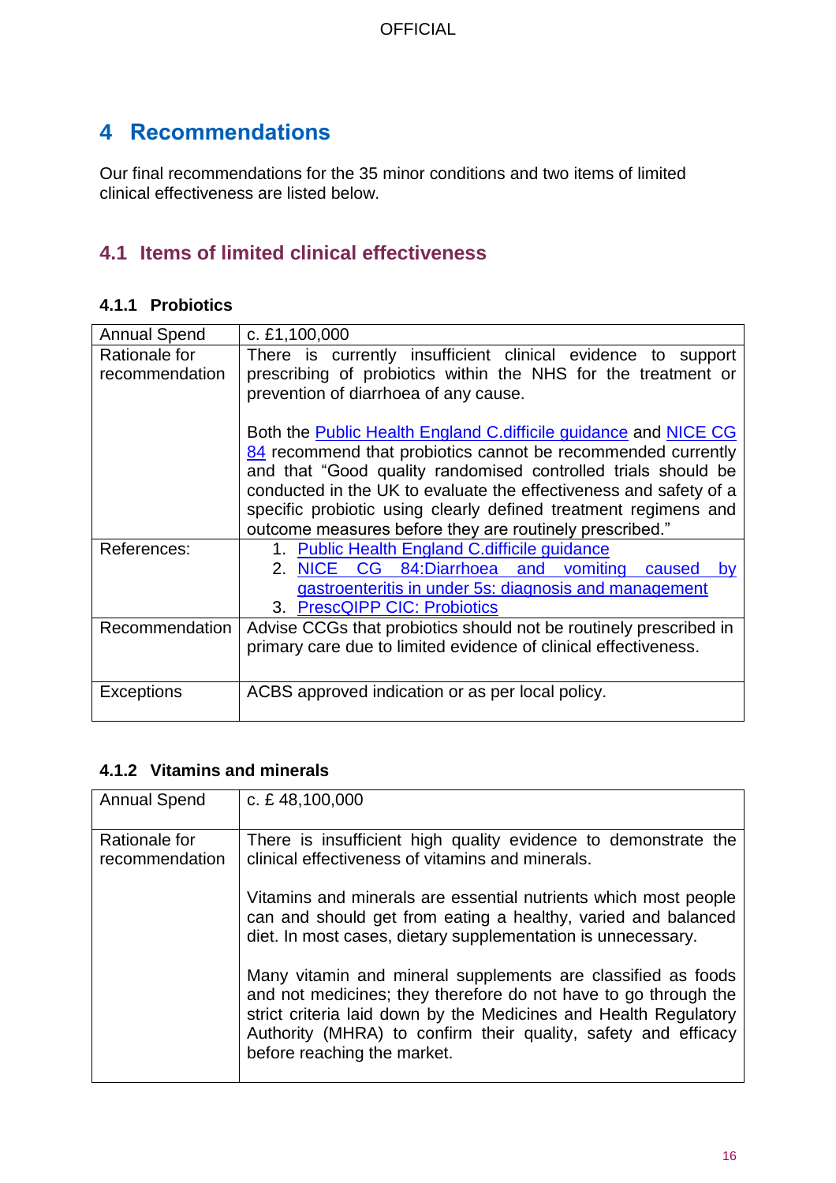# 4 Recommendations

Our final recommendations for the 35 minor conditions and two items of limited clinical effectiveness are listed below.

## 4.1 Items of limited clinical effectiveness

### 4.1.1 Probiotics

| Annual Spend | c. £1,100,000 |
|---|---|
| Rationale for recommendation | There is currently insufficient clinical evidence to support prescribing of probiotics within the NHS for the treatment or prevention of diarrhoea of any cause.<br><br>Both the Public Health England C.difficile guidance and NICE CG 84 recommend that probiotics cannot be recommended currently and that "Good quality randomised controlled trials should be conducted in the UK to evaluate the effectiveness and safety of a specific probiotic using clearly defined treatment regimens and outcome measures before they are routinely prescribed." |
| References: | 1. Public Health England C.difficile guidance<br>2. NICE CG 84:Diarrhoea and vomiting caused by gastroenteritis in under 5s: diagnosis and management<br>3. PrescQIPP CIC: Probiotics |
| Recommendation | Advise CCGs that probiotics should not be routinely prescribed in primary care due to limited evidence of clinical effectiveness. |
| Exceptions | ACBS approved indication or as per local policy. |

### 4.1.2 Vitamins and minerals

| Annual Spend | c. £ 48,100,000 |
|---|---|
| Rationale for recommendation | There is insufficient high quality evidence to demonstrate the clinical effectiveness of vitamins and minerals.<br><br>Vitamins and minerals are essential nutrients which most people can and should get from eating a healthy, varied and balanced diet. In most cases, dietary supplementation is unnecessary.<br><br>Many vitamin and mineral supplements are classified as foods and not medicines; they therefore do not have to go through the strict criteria laid down by the Medicines and Health Regulatory Authority (MHRA) to confirm their quality, safety and efficacy before reaching the market. |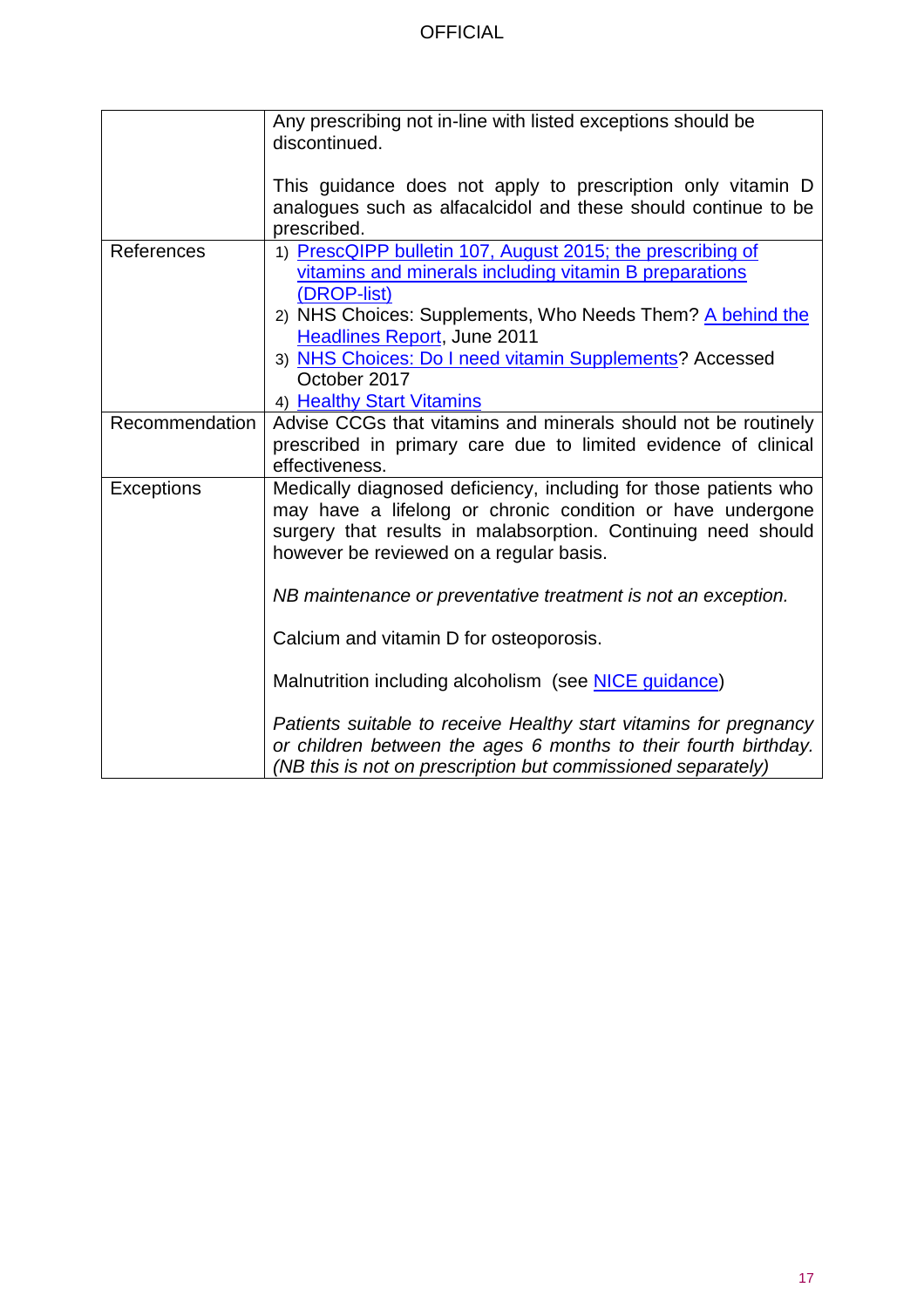| | |
|---|---|
| | Any prescribing not in-line with listed exceptions should be discontinued.<br><br>This guidance does not apply to prescription only vitamin D analogues such as alfacalcidol and these should continue to be prescribed. |
| References | 1) PrescQIPP bulletin 107, August 2015; the prescribing of vitamins and minerals including vitamin B preparations (DROP-list)<br>2) NHS Choices: Supplements, Who Needs Them? A behind the Headlines Report, June 2011<br>3) NHS Choices: Do I need vitamin Supplements? Accessed October 2017<br>4) Healthy Start Vitamins |
| Recommendation | Advise CCGs that vitamins and minerals should not be routinely prescribed in primary care due to limited evidence of clinical effectiveness. |
| Exceptions | Medically diagnosed deficiency, including for those patients who may have a lifelong or chronic condition or have undergone surgery that results in malabsorption. Continuing need should however be reviewed on a regular basis.<br><br>*NB maintenance or preventative treatment is not an exception.*<br><br>Calcium and vitamin D for osteoporosis.<br><br>Malnutrition including alcoholism (see NICE guidance)<br><br>*Patients suitable to receive Healthy start vitamins for pregnancy or children between the ages 6 months to their fourth birthday. (NB this is not on prescription but commissioned separately)* |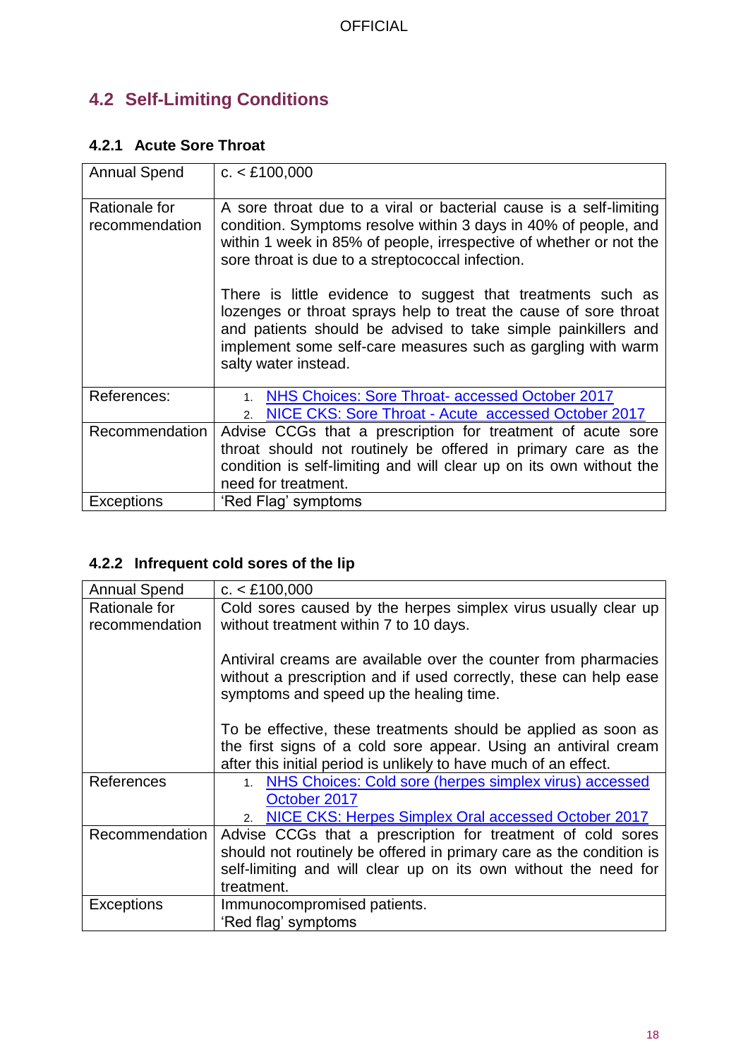## 4.2 Self-Limiting Conditions

### 4.2.1 Acute Sore Throat

| | |
|---|---|
| Annual Spend | c. < £100,000 |
| Rationale for recommendation | A sore throat due to a viral or bacterial cause is a self-limiting condition. Symptoms resolve within 3 days in 40% of people, and within 1 week in 85% of people, irrespective of whether or not the sore throat is due to a streptococcal infection.<br><br>There is little evidence to suggest that treatments such as lozenges or throat sprays help to treat the cause of sore throat and patients should be advised to take simple painkillers and implement some self-care measures such as gargling with warm salty water instead. |
| References: | 1. NHS Choices: Sore Throat- accessed October 2017<br>2. NICE CKS: Sore Throat - Acute accessed October 2017 |
| Recommendation | Advise CCGs that a prescription for treatment of acute sore throat should not routinely be offered in primary care as the condition is self-limiting and will clear up on its own without the need for treatment. |
| Exceptions | 'Red Flag' symptoms |

### 4.2.2 Infrequent cold sores of the lip

| | |
|---|---|
| Annual Spend | c. < £100,000 |
| Rationale for recommendation | Cold sores caused by the herpes simplex virus usually clear up without treatment within 7 to 10 days.<br><br>Antiviral creams are available over the counter from pharmacies without a prescription and if used correctly, these can help ease symptoms and speed up the healing time.<br><br>To be effective, these treatments should be applied as soon as the first signs of a cold sore appear. Using an antiviral cream after this initial period is unlikely to have much of an effect. |
| References | 1. NHS Choices: Cold sore (herpes simplex virus) accessed October 2017<br>2. NICE CKS: Herpes Simplex Oral accessed October 2017 |
| Recommendation | Advise CCGs that a prescription for treatment of cold sores should not routinely be offered in primary care as the condition is self-limiting and will clear up on its own without the need for treatment. |
| Exceptions | Immunocompromised patients.<br>'Red flag' symptoms |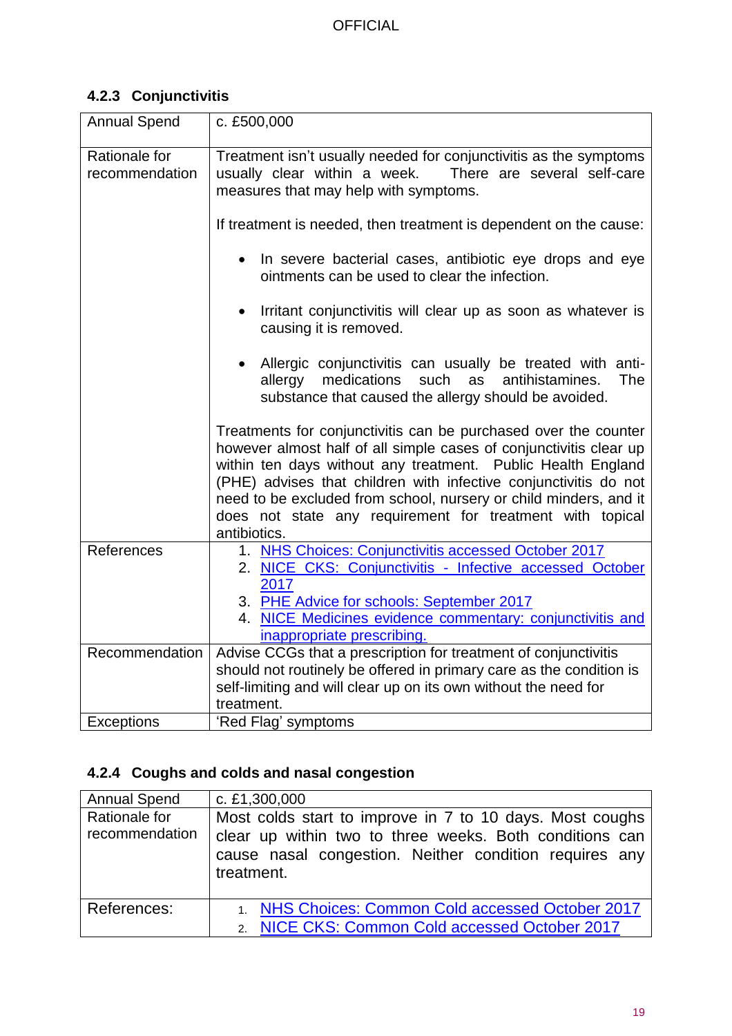### 4.2.3 Conjunctivitis

| | |
|---|---|
| Annual Spend | c. £500,000 |
| Rationale for recommendation | Treatment isn't usually needed for conjunctivitis as the symptoms usually clear within a week. There are several self-care measures that may help with symptoms.<br><br>If treatment is needed, then treatment is dependent on the cause:<br><br>• In severe bacterial cases, antibiotic eye drops and eye ointments can be used to clear the infection.<br><br>• Irritant conjunctivitis will clear up as soon as whatever is causing it is removed.<br><br>• Allergic conjunctivitis can usually be treated with anti-allergy medications such as antihistamines. The substance that caused the allergy should be avoided.<br><br>Treatments for conjunctivitis can be purchased over the counter however almost half of all simple cases of conjunctivitis clear up within ten days without any treatment. Public Health England (PHE) advises that children with infective conjunctivitis do not need to be excluded from school, nursery or child minders, and it does not state any requirement for treatment with topical antibiotics. |
| References | 1. NHS Choices: Conjunctivitis accessed October 2017<br>2. NICE CKS: Conjunctivitis - Infective accessed October 2017<br>3. PHE Advice for schools: September 2017<br>4. NICE Medicines evidence commentary: conjunctivitis and inappropriate prescribing. |
| Recommendation | Advise CCGs that a prescription for treatment of conjunctivitis should not routinely be offered in primary care as the condition is self-limiting and will clear up on its own without the need for treatment. |
| Exceptions | 'Red Flag' symptoms |

### 4.2.4 Coughs and colds and nasal congestion

| | |
|---|---|
| Annual Spend | c. £1,300,000 |
| Rationale for recommendation | Most colds start to improve in 7 to 10 days. Most coughs clear up within two to three weeks. Both conditions can cause nasal congestion. Neither condition requires any treatment. |
| References: | 1. NHS Choices: Common Cold accessed October 2017<br>2. NICE CKS: Common Cold accessed October 2017 |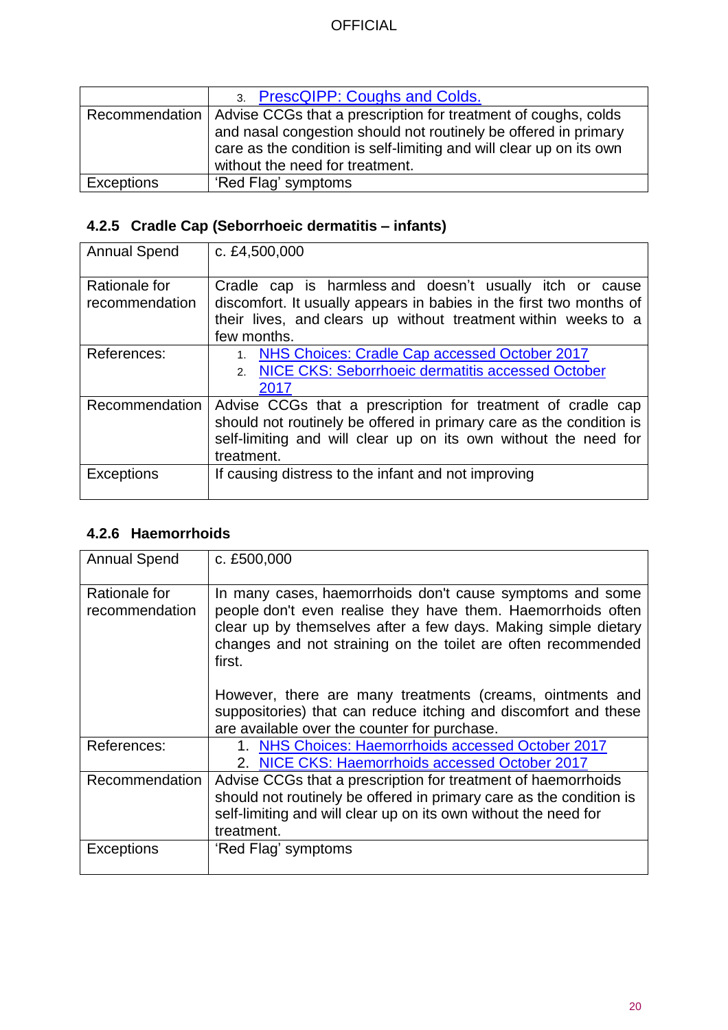| | |
|---|---|
| | 3. PrescQIPP: Coughs and Colds. |
| Recommendation | Advise CCGs that a prescription for treatment of coughs, colds and nasal congestion should not routinely be offered in primary care as the condition is self-limiting and will clear up on its own without the need for treatment. |
| Exceptions | 'Red Flag' symptoms |

### 4.2.5 Cradle Cap (Seborrhoeic dermatitis – infants)

| | |
|---|---|
| Annual Spend | c. £4,500,000 |
| Rationale for recommendation | Cradle cap is harmless and doesn't usually itch or cause discomfort. It usually appears in babies in the first two months of their lives, and clears up without treatment within weeks to a few months. |
| References: | 1. NHS Choices: Cradle Cap accessed October 2017<br>2. NICE CKS: Seborrhoeic dermatitis accessed October 2017 |
| Recommendation | Advise CCGs that a prescription for treatment of cradle cap should not routinely be offered in primary care as the condition is self-limiting and will clear up on its own without the need for treatment. |
| Exceptions | If causing distress to the infant and not improving |

### 4.2.6 Haemorrhoids

| | |
|---|---|
| Annual Spend | c. £500,000 |
| Rationale for recommendation | In many cases, haemorrhoids don't cause symptoms and some people don't even realise they have them. Haemorrhoids often clear up by themselves after a few days. Making simple dietary changes and not straining on the toilet are often recommended first.<br><br>However, there are many treatments (creams, ointments and suppositories) that can reduce itching and discomfort and these are available over the counter for purchase. |
| References: | 1. NHS Choices: Haemorrhoids accessed October 2017<br>2. NICE CKS: Haemorrhoids accessed October 2017 |
| Recommendation | Advise CCGs that a prescription for treatment of haemorrhoids should not routinely be offered in primary care as the condition is self-limiting and will clear up on its own without the need for treatment. |
| Exceptions | 'Red Flag' symptoms |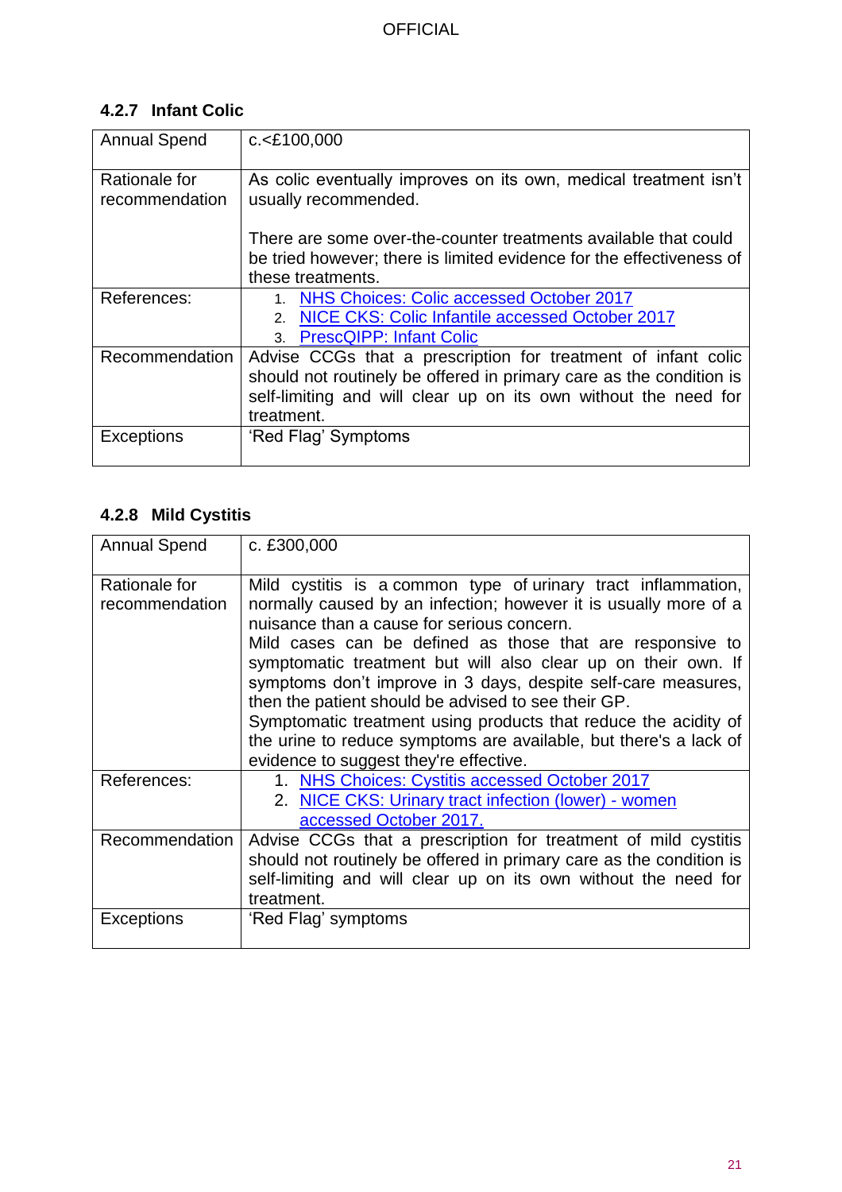### 4.2.7 Infant Colic

| | |
|---|---|
| Annual Spend | c.<£100,000 |
| Rationale for recommendation | As colic eventually improves on its own, medical treatment isn't usually recommended.<br><br>There are some over-the-counter treatments available that could be tried however; there is limited evidence for the effectiveness of these treatments. |
| References: | 1. NHS Choices: Colic accessed October 2017<br>2. NICE CKS: Colic Infantile accessed October 2017<br>3. PrescQIPP: Infant Colic |
| Recommendation | Advise CCGs that a prescription for treatment of infant colic should not routinely be offered in primary care as the condition is self-limiting and will clear up on its own without the need for treatment. |
| Exceptions | 'Red Flag' Symptoms |

### 4.2.8 Mild Cystitis

| | |
|---|---|
| Annual Spend | c. £300,000 |
| Rationale for recommendation | Mild cystitis is a common type of urinary tract inflammation, normally caused by an infection; however it is usually more of a nuisance than a cause for serious concern.<br>Mild cases can be defined as those that are responsive to symptomatic treatment but will also clear up on their own. If symptoms don't improve in 3 days, despite self-care measures, then the patient should be advised to see their GP.<br>Symptomatic treatment using products that reduce the acidity of the urine to reduce symptoms are available, but there's a lack of evidence to suggest they're effective. |
| References: | 1. NHS Choices: Cystitis accessed October 2017<br>2. NICE CKS: Urinary tract infection (lower) - women accessed October 2017. |
| Recommendation | Advise CCGs that a prescription for treatment of mild cystitis should not routinely be offered in primary care as the condition is self-limiting and will clear up on its own without the need for treatment. |
| Exceptions | 'Red Flag' symptoms |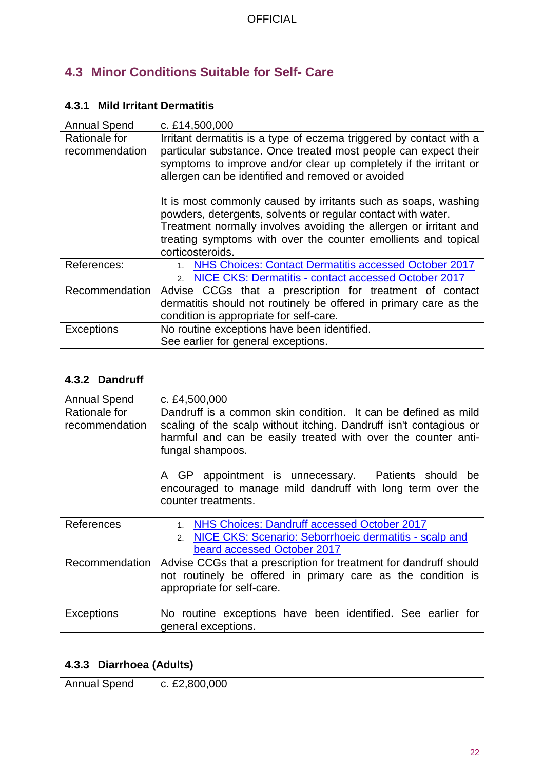## 4.3 Minor Conditions Suitable for Self- Care

### 4.3.1 Mild Irritant Dermatitis

| Annual Spend | c. £14,500,000 |
|---|---|
| Rationale for recommendation | Irritant dermatitis is a type of eczema triggered by contact with a particular substance. Once treated most people can expect their symptoms to improve and/or clear up completely if the irritant or allergen can be identified and removed or avoided<br><br>It is most commonly caused by irritants such as soaps, washing powders, detergents, solvents or regular contact with water. Treatment normally involves avoiding the allergen or irritant and treating symptoms with over the counter emollients and topical corticosteroids. |
| References: | 1. NHS Choices: Contact Dermatitis accessed October 2017<br>2. NICE CKS: Dermatitis - contact accessed October 2017 |
| Recommendation | Advise CCGs that a prescription for treatment of contact dermatitis should not routinely be offered in primary care as the condition is appropriate for self-care. |
| Exceptions | No routine exceptions have been identified.<br>See earlier for general exceptions. |

### 4.3.2 Dandruff

| Annual Spend | c. £4,500,000 |
|---|---|
| Rationale for recommendation | Dandruff is a common skin condition. It can be defined as mild scaling of the scalp without itching. Dandruff isn't contagious or harmful and can be easily treated with over the counter anti-fungal shampoos.<br><br>A GP appointment is unnecessary. Patients should be encouraged to manage mild dandruff with long term over the counter treatments. |
| References | 1. NHS Choices: Dandruff accessed October 2017<br>2. NICE CKS: Scenario: Seborrhoeic dermatitis - scalp and beard accessed October 2017 |
| Recommendation | Advise CCGs that a prescription for treatment for dandruff should not routinely be offered in primary care as the condition is appropriate for self-care. |
| Exceptions | No routine exceptions have been identified. See earlier for general exceptions. |

### 4.3.3 Diarrhoea (Adults)

| Annual Spend | c. £2,800,000 |
|---|---|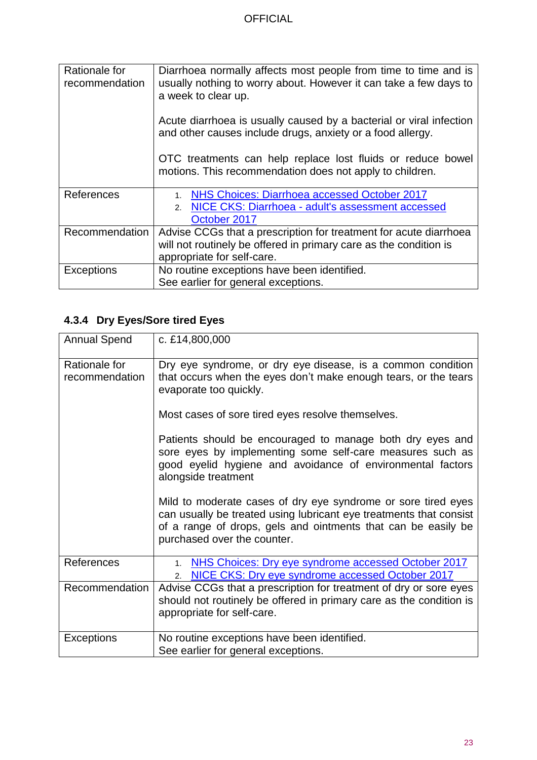| | |
|---|---|
| Rationale for recommendation | Diarrhoea normally affects most people from time to time and is usually nothing to worry about. However it can take a few days to a week to clear up.<br><br>Acute diarrhoea is usually caused by a bacterial or viral infection and other causes include drugs, anxiety or a food allergy.<br><br>OTC treatments can help replace lost fluids or reduce bowel motions. This recommendation does not apply to children. |
| References | 1. NHS Choices: Diarrhoea accessed October 2017<br>2. NICE CKS: Diarrhoea - adult's assessment accessed October 2017 |
| Recommendation | Advise CCGs that a prescription for treatment for acute diarrhoea will not routinely be offered in primary care as the condition is appropriate for self-care. |
| Exceptions | No routine exceptions have been identified.<br>See earlier for general exceptions. |

### 4.3.4 Dry Eyes/Sore tired Eyes

| | |
|---|---|
| Annual Spend | c. £14,800,000 |
| Rationale for recommendation | Dry eye syndrome, or dry eye disease, is a common condition that occurs when the eyes don't make enough tears, or the tears evaporate too quickly.<br><br>Most cases of sore tired eyes resolve themselves.<br><br>Patients should be encouraged to manage both dry eyes and sore eyes by implementing some self-care measures such as good eyelid hygiene and avoidance of environmental factors alongside treatment<br><br>Mild to moderate cases of dry eye syndrome or sore tired eyes can usually be treated using lubricant eye treatments that consist of a range of drops, gels and ointments that can be easily be purchased over the counter. |
| References | 1. NHS Choices: Dry eye syndrome accessed October 2017<br>2. NICE CKS: Dry eye syndrome accessed October 2017 |
| Recommendation | Advise CCGs that a prescription for treatment of dry or sore eyes should not routinely be offered in primary care as the condition is appropriate for self-care. |
| Exceptions | No routine exceptions have been identified.<br>See earlier for general exceptions. |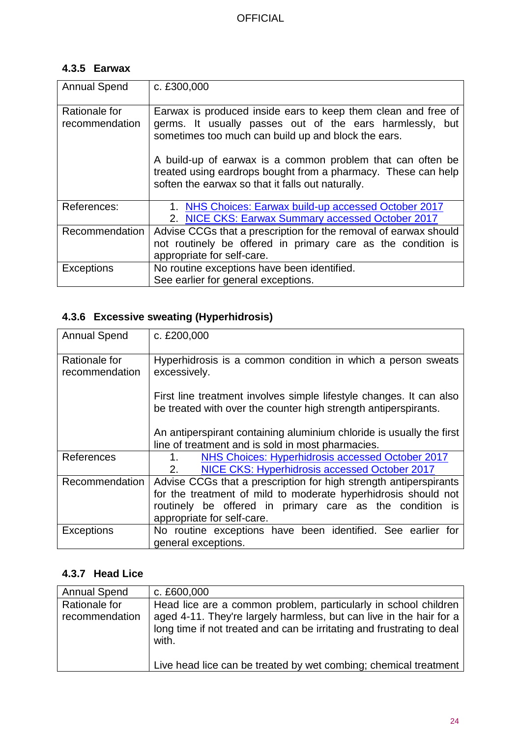### 4.3.5 Earwax

| | |
|---|---|
| Annual Spend | c. £300,000 |
| Rationale for recommendation | Earwax is produced inside ears to keep them clean and free of germs. It usually passes out of the ears harmlessly, but sometimes too much can build up and block the ears.<br><br>A build-up of earwax is a common problem that can often be treated using eardrops bought from a pharmacy. These can help soften the earwax so that it falls out naturally. |
| References: | 1. NHS Choices: Earwax build-up accessed October 2017<br>2. NICE CKS: Earwax Summary accessed October 2017 |
| Recommendation | Advise CCGs that a prescription for the removal of earwax should not routinely be offered in primary care as the condition is appropriate for self-care. |
| Exceptions | No routine exceptions have been identified.<br>See earlier for general exceptions. |

### 4.3.6 Excessive sweating (Hyperhidrosis)

| | |
|---|---|
| Annual Spend | c. £200,000 |
| Rationale for recommendation | Hyperhidrosis is a common condition in which a person sweats excessively.<br><br>First line treatment involves simple lifestyle changes. It can also be treated with over the counter high strength antiperspirants.<br><br>An antiperspirant containing aluminium chloride is usually the first line of treatment and is sold in most pharmacies. |
| References | 1. NHS Choices: Hyperhidrosis accessed October 2017<br>2. NICE CKS: Hyperhidrosis accessed October 2017 |
| Recommendation | Advise CCGs that a prescription for high strength antiperspirants for the treatment of mild to moderate hyperhidrosis should not routinely be offered in primary care as the condition is appropriate for self-care. |
| Exceptions | No routine exceptions have been identified. See earlier for general exceptions. |

### 4.3.7 Head Lice

| | |
|---|---|
| Annual Spend | c. £600,000 |
| Rationale for recommendation | Head lice are a common problem, particularly in school children aged 4-11. They're largely harmless, but can live in the hair for a long time if not treated and can be irritating and frustrating to deal with.<br><br>Live head lice can be treated by wet combing; chemical treatment |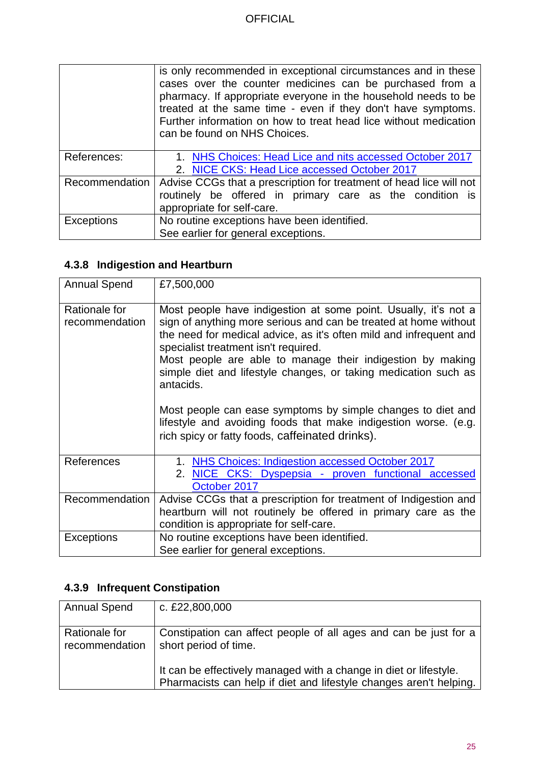| | |
|---|---|
| | is only recommended in exceptional circumstances and in these cases over the counter medicines can be purchased from a pharmacy. If appropriate everyone in the household needs to be treated at the same time - even if they don't have symptoms. Further information on how to treat head lice without medication can be found on NHS Choices. |
| References: | 1. NHS Choices: Head Lice and nits accessed October 2017<br>2. NICE CKS: Head Lice accessed October 2017 |
| Recommendation | Advise CCGs that a prescription for treatment of head lice will not routinely be offered in primary care as the condition is appropriate for self-care. |
| Exceptions | No routine exceptions have been identified.<br>See earlier for general exceptions. |

### 4.3.8 Indigestion and Heartburn

| | |
|---|---|
| Annual Spend | £7,500,000 |
| Rationale for recommendation | Most people have indigestion at some point. Usually, it's not a sign of anything more serious and can be treated at home without the need for medical advice, as it's often mild and infrequent and specialist treatment isn't required.<br>Most people are able to manage their indigestion by making simple diet and lifestyle changes, or taking medication such as antacids.<br><br>Most people can ease symptoms by simple changes to diet and lifestyle and avoiding foods that make indigestion worse. (e.g. rich spicy or fatty foods, caffeinated drinks). |
| References | 1. NHS Choices: Indigestion accessed October 2017<br>2. NICE CKS: Dyspepsia - proven functional accessed October 2017 |
| Recommendation | Advise CCGs that a prescription for treatment of Indigestion and heartburn will not routinely be offered in primary care as the condition is appropriate for self-care. |
| Exceptions | No routine exceptions have been identified.<br>See earlier for general exceptions. |

### 4.3.9 Infrequent Constipation

| | |
|---|---|
| Annual Spend | c. £22,800,000 |
| Rationale for recommendation | Constipation can affect people of all ages and can be just for a short period of time.<br><br>It can be effectively managed with a change in diet or lifestyle.<br>Pharmacists can help if diet and lifestyle changes aren't helping. |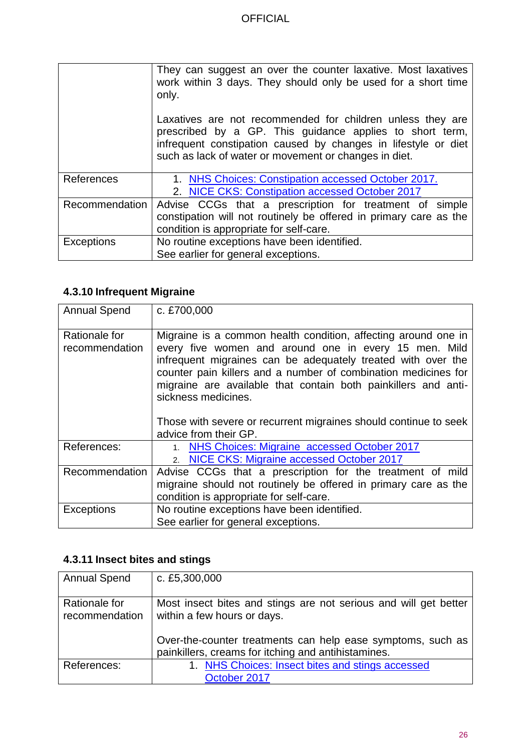| | |
|---|---|
| | They can suggest an over the counter laxative. Most laxatives work within 3 days. They should only be used for a short time only.<br><br>Laxatives are not recommended for children unless they are prescribed by a GP. This guidance applies to short term, infrequent constipation caused by changes in lifestyle or diet such as lack of water or movement or changes in diet. |
| References | 1. NHS Choices: Constipation accessed October 2017.<br>2. NICE CKS: Constipation accessed October 2017 |
| Recommendation | Advise CCGs that a prescription for treatment of simple constipation will not routinely be offered in primary care as the condition is appropriate for self-care. |
| Exceptions | No routine exceptions have been identified.<br>See earlier for general exceptions. |

### 4.3.10 Infrequent Migraine

| | |
|---|---|
| Annual Spend | c. £700,000 |
| Rationale for recommendation | Migraine is a common health condition, affecting around one in every five women and around one in every 15 men. Mild infrequent migraines can be adequately treated with over the counter pain killers and a number of combination medicines for migraine are available that contain both painkillers and anti-sickness medicines.<br><br>Those with severe or recurrent migraines should continue to seek advice from their GP. |
| References: | 1. NHS Choices: Migraine accessed October 2017<br>2. NICE CKS: Migraine accessed October 2017 |
| Recommendation | Advise CCGs that a prescription for the treatment of mild migraine should not routinely be offered in primary care as the condition is appropriate for self-care. |
| Exceptions | No routine exceptions have been identified.<br>See earlier for general exceptions. |

### 4.3.11 Insect bites and stings

| | |
|---|---|
| Annual Spend | c. £5,300,000 |
| Rationale for recommendation | Most insect bites and stings are not serious and will get better within a few hours or days.<br><br>Over-the-counter treatments can help ease symptoms, such as painkillers, creams for itching and antihistamines. |
| References: | 1. NHS Choices: Insect bites and stings accessed October 2017 |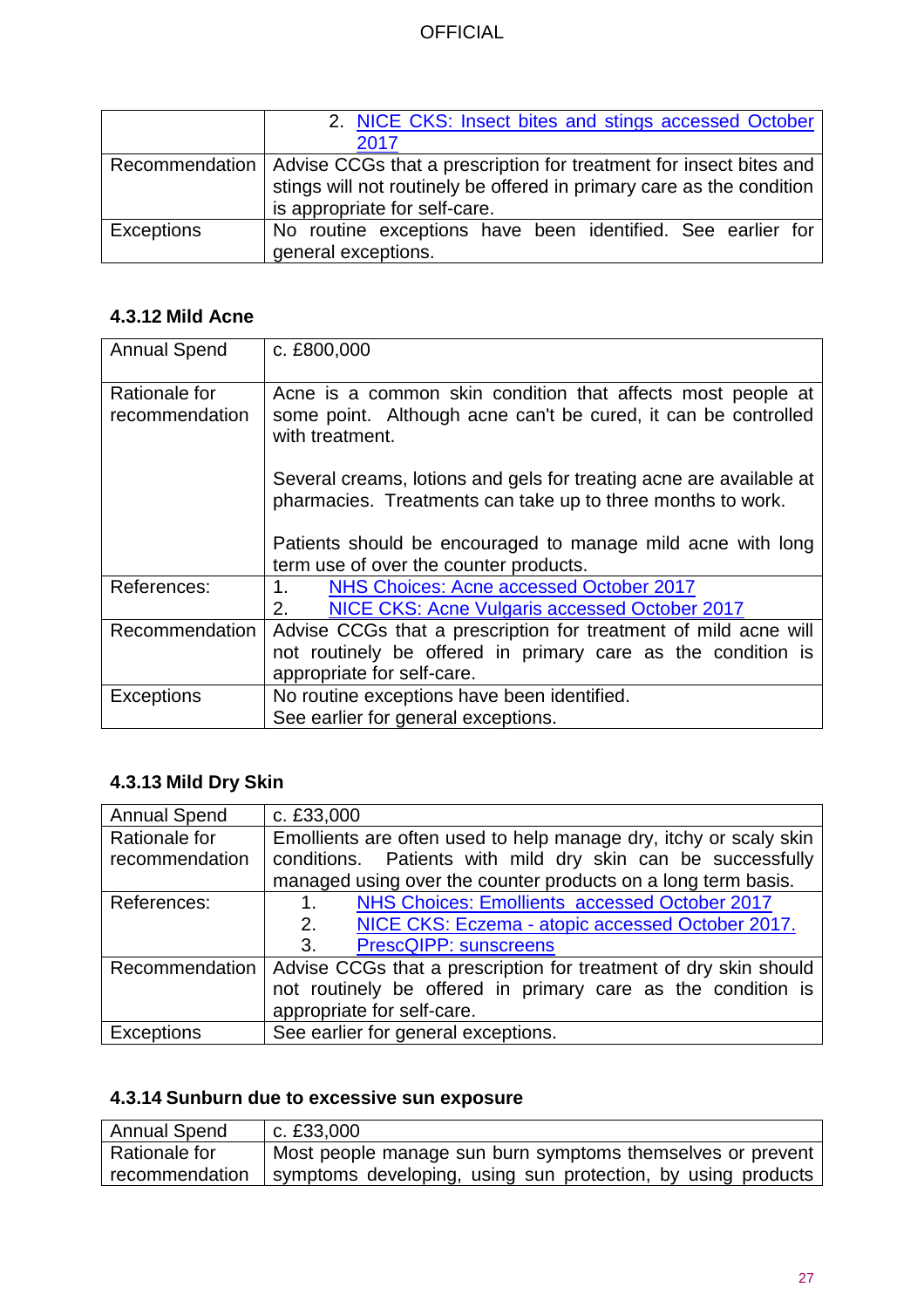| | |
|---|---|
| | 2. NICE CKS: Insect bites and stings accessed October 2017 |
| Recommendation | Advise CCGs that a prescription for treatment for insect bites and stings will not routinely be offered in primary care as the condition is appropriate for self-care. |
| Exceptions | No routine exceptions have been identified. See earlier for general exceptions. |

### 4.3.12 Mild Acne

| | |
|---|---|
| Annual Spend | c. £800,000 |
| Rationale for recommendation | Acne is a common skin condition that affects most people at some point. Although acne can't be cured, it can be controlled with treatment.<br><br>Several creams, lotions and gels for treating acne are available at pharmacies. Treatments can take up to three months to work.<br><br>Patients should be encouraged to manage mild acne with long term use of over the counter products. |
| References: | 1. NHS Choices: Acne accessed October 2017<br>2. NICE CKS: Acne Vulgaris accessed October 2017 |
| Recommendation | Advise CCGs that a prescription for treatment of mild acne will not routinely be offered in primary care as the condition is appropriate for self-care. |
| Exceptions | No routine exceptions have been identified.<br>See earlier for general exceptions. |

### 4.3.13 Mild Dry Skin

| | |
|---|---|
| Annual Spend | c. £33,000 |
| Rationale for recommendation | Emollients are often used to help manage dry, itchy or scaly skin conditions. Patients with mild dry skin can be successfully managed using over the counter products on a long term basis. |
| References: | 1. NHS Choices: Emollients accessed October 2017<br>2. NICE CKS: Eczema - atopic accessed October 2017.<br>3. PrescQIPP: sunscreens |
| Recommendation | Advise CCGs that a prescription for treatment of dry skin should not routinely be offered in primary care as the condition is appropriate for self-care. |
| Exceptions | See earlier for general exceptions. |

### 4.3.14 Sunburn due to excessive sun exposure

| | |
|---|---|
| Annual Spend | c. £33,000 |
| Rationale for recommendation | Most people manage sun burn symptoms themselves or prevent symptoms developing, using sun protection, by using products |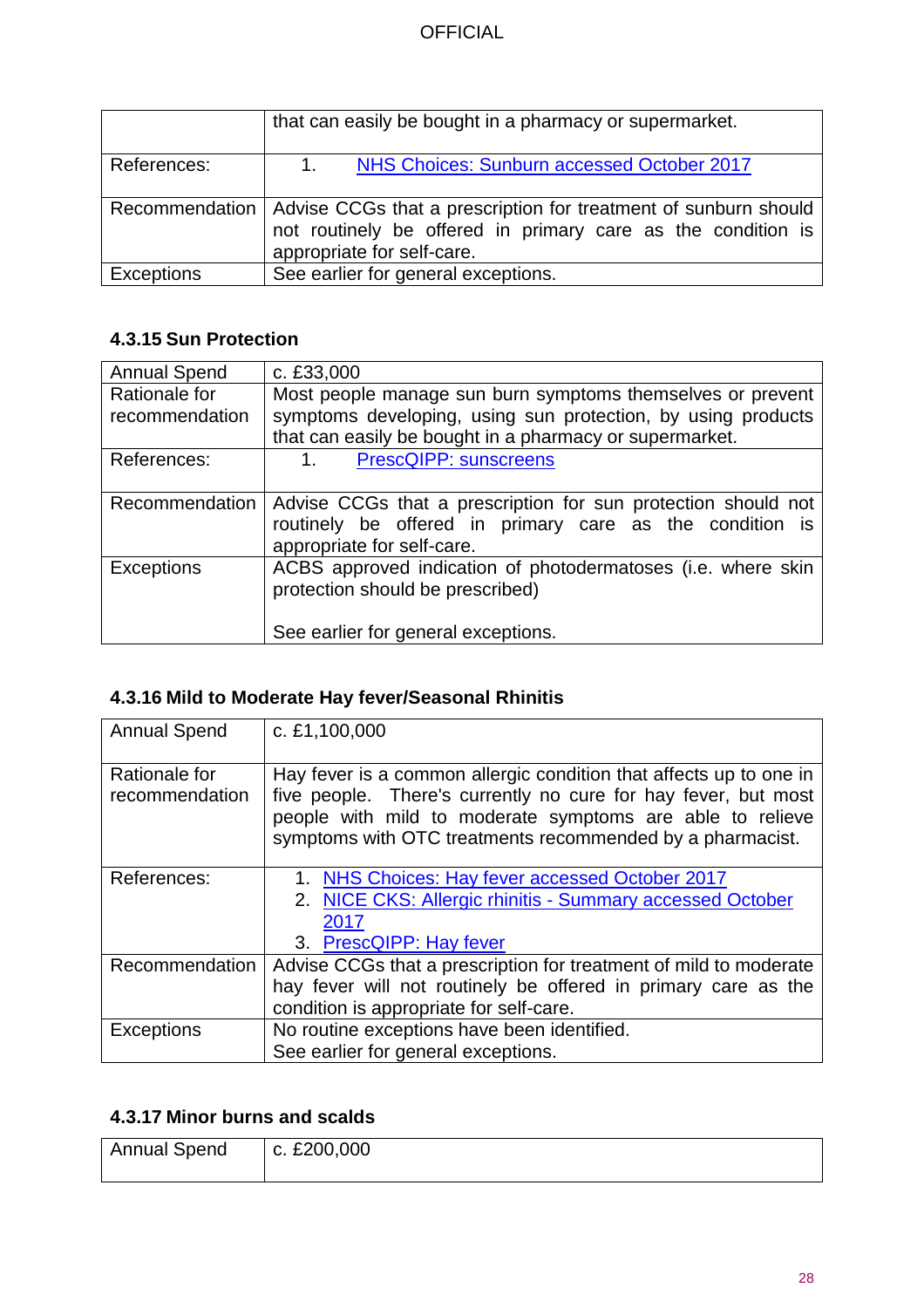| | that can easily be bought in a pharmacy or supermarket. |
|---|---|
| References: | 1. NHS Choices: Sunburn accessed October 2017 |
| Recommendation | Advise CCGs that a prescription for treatment of sunburn should not routinely be offered in primary care as the condition is appropriate for self-care. |
| Exceptions | See earlier for general exceptions. |

### 4.3.15 Sun Protection

| Annual Spend | c. £33,000 |
|---|---|
| Rationale for recommendation | Most people manage sun burn symptoms themselves or prevent symptoms developing, using sun protection, by using products that can easily be bought in a pharmacy or supermarket. |
| References: | 1. PrescQIPP: sunscreens |
| Recommendation | Advise CCGs that a prescription for sun protection should not routinely be offered in primary care as the condition is appropriate for self-care. |
| Exceptions | ACBS approved indication of photodermatoses (i.e. where skin protection should be prescribed)<br><br>See earlier for general exceptions. |

### 4.3.16 Mild to Moderate Hay fever/Seasonal Rhinitis

| Annual Spend | c. £1,100,000 |
|---|---|
| Rationale for recommendation | Hay fever is a common allergic condition that affects up to one in five people. There's currently no cure for hay fever, but most people with mild to moderate symptoms are able to relieve symptoms with OTC treatments recommended by a pharmacist. |
| References: | 1. NHS Choices: Hay fever accessed October 2017<br>2. NICE CKS: Allergic rhinitis - Summary accessed October 2017<br>3. PrescQIPP: Hay fever |
| Recommendation | Advise CCGs that a prescription for treatment of mild to moderate hay fever will not routinely be offered in primary care as the condition is appropriate for self-care. |
| Exceptions | No routine exceptions have been identified.<br>See earlier for general exceptions. |

### 4.3.17 Minor burns and scalds

| Annual Spend | c. £200,000 |
|---|---|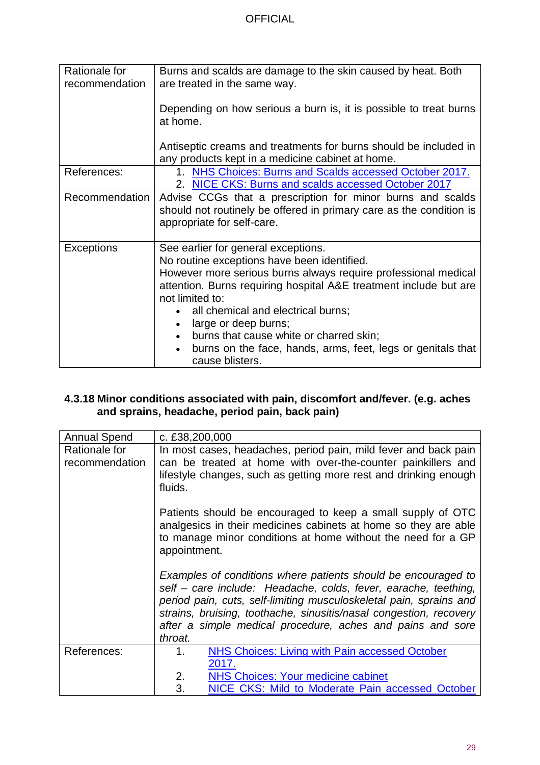| Rationale for recommendation | Burns and scalds are damage to the skin caused by heat. Both are treated in the same way.<br><br>Depending on how serious a burn is, it is possible to treat burns at home.<br><br>Antiseptic creams and treatments for burns should be included in any products kept in a medicine cabinet at home. |
|---|---|
| References: | 1. NHS Choices: Burns and Scalds accessed October 2017.<br>2. NICE CKS: Burns and scalds accessed October 2017 |
| Recommendation | Advise CCGs that a prescription for minor burns and scalds should not routinely be offered in primary care as the condition is appropriate for self-care. |
| Exceptions | See earlier for general exceptions.<br>No routine exceptions have been identified.<br>However more serious burns always require professional medical attention. Burns requiring hospital A&E treatment include but are not limited to:<br>• all chemical and electrical burns;<br>• large or deep burns;<br>• burns that cause white or charred skin;<br>• burns on the face, hands, arms, feet, legs or genitals that cause blisters. |

#### 4.3.18 Minor conditions associated with pain, discomfort and/fever. (e.g. aches and sprains, headache, period pain, back pain)

| Annual Spend | c. £38,200,000 |
|---|---|
| Rationale for recommendation | In most cases, headaches, period pain, mild fever and back pain can be treated at home with over-the-counter painkillers and lifestyle changes, such as getting more rest and drinking enough fluids.<br><br>Patients should be encouraged to keep a small supply of OTC analgesics in their medicines cabinets at home so they are able to manage minor conditions at home without the need for a GP appointment.<br><br>*Examples of conditions where patients should be encouraged to self – care include: Headache, colds, fever, earache, teething, period pain, cuts, self-limiting musculoskeletal pain, sprains and strains, bruising, toothache, sinusitis/nasal congestion, recovery after a simple medical procedure, aches and pains and sore throat.* |
| References: | 1. NHS Choices: Living with Pain accessed October 2017.<br>2. NHS Choices: Your medicine cabinet<br>3. NICE CKS: Mild to Moderate Pain accessed October |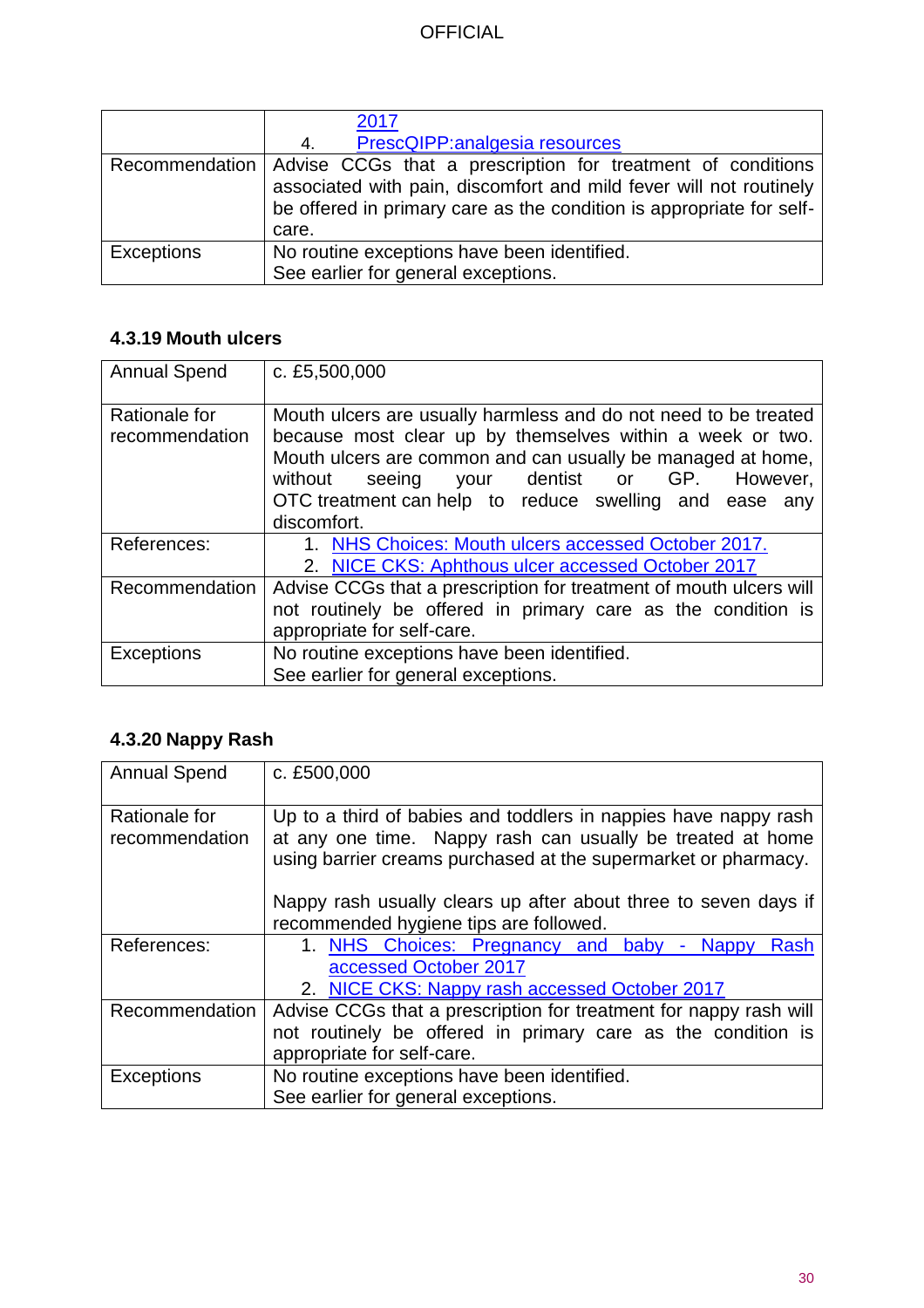| | |
|---|---|
| | 2017<br>4. PrescQIPP:analgesia resources |
| Recommendation | Advise CCGs that a prescription for treatment of conditions associated with pain, discomfort and mild fever will not routinely be offered in primary care as the condition is appropriate for self-care. |
| Exceptions | No routine exceptions have been identified.<br>See earlier for general exceptions. |

### 4.3.19 Mouth ulcers

| | |
|---|---|
| Annual Spend | c. £5,500,000 |
| Rationale for recommendation | Mouth ulcers are usually harmless and do not need to be treated because most clear up by themselves within a week or two. Mouth ulcers are common and can usually be managed at home, without seeing your dentist or GP. However, OTC treatment can help to reduce swelling and ease any discomfort. |
| References: | 1. NHS Choices: Mouth ulcers accessed October 2017.<br>2. NICE CKS: Aphthous ulcer accessed October 2017 |
| Recommendation | Advise CCGs that a prescription for treatment of mouth ulcers will not routinely be offered in primary care as the condition is appropriate for self-care. |
| Exceptions | No routine exceptions have been identified.<br>See earlier for general exceptions. |

### 4.3.20 Nappy Rash

| | |
|---|---|
| Annual Spend | c. £500,000 |
| Rationale for recommendation | Up to a third of babies and toddlers in nappies have nappy rash at any one time. Nappy rash can usually be treated at home using barrier creams purchased at the supermarket or pharmacy.<br><br>Nappy rash usually clears up after about three to seven days if recommended hygiene tips are followed. |
| References: | 1. NHS Choices: Pregnancy and baby - Nappy Rash accessed October 2017<br>2. NICE CKS: Nappy rash accessed October 2017 |
| Recommendation | Advise CCGs that a prescription for treatment for nappy rash will not routinely be offered in primary care as the condition is appropriate for self-care. |
| Exceptions | No routine exceptions have been identified.<br>See earlier for general exceptions. |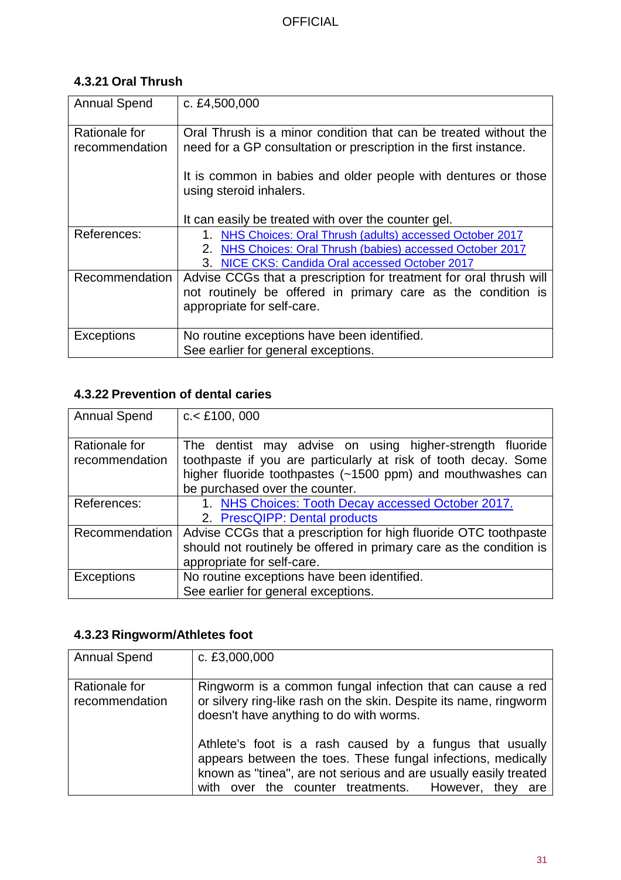### 4.3.21 Oral Thrush

| | |
|---|---|
| Annual Spend | c. £4,500,000 |
| Rationale for recommendation | Oral Thrush is a minor condition that can be treated without the need for a GP consultation or prescription in the first instance.<br><br>It is common in babies and older people with dentures or those using steroid inhalers.<br><br>It can easily be treated with over the counter gel. |
| References: | 1. NHS Choices: Oral Thrush (adults) accessed October 2017<br>2. NHS Choices: Oral Thrush (babies) accessed October 2017<br>3. NICE CKS: Candida Oral accessed October 2017 |
| Recommendation | Advise CCGs that a prescription for treatment for oral thrush will not routinely be offered in primary care as the condition is appropriate for self-care. |
| Exceptions | No routine exceptions have been identified.<br>See earlier for general exceptions. |

### 4.3.22 Prevention of dental caries

| | |
|---|---|
| Annual Spend | c.< £100, 000 |
| Rationale for recommendation | The dentist may advise on using higher-strength fluoride toothpaste if you are particularly at risk of tooth decay. Some higher fluoride toothpastes (~1500 ppm) and mouthwashes can be purchased over the counter. |
| References: | 1. NHS Choices: Tooth Decay accessed October 2017.<br>2. PrescQIPP: Dental products |
| Recommendation | Advise CCGs that a prescription for high fluoride OTC toothpaste should not routinely be offered in primary care as the condition is appropriate for self-care. |
| Exceptions | No routine exceptions have been identified.<br>See earlier for general exceptions. |

### 4.3.23 Ringworm/Athletes foot

| | |
|---|---|
| Annual Spend | c. £3,000,000 |
| Rationale for recommendation | Ringworm is a common fungal infection that can cause a red or silvery ring-like rash on the skin. Despite its name, ringworm doesn't have anything to do with worms.<br><br>Athlete's foot is a rash caused by a fungus that usually appears between the toes. These fungal infections, medically known as "tinea", are not serious and are usually easily treated with over the counter treatments. However, they are |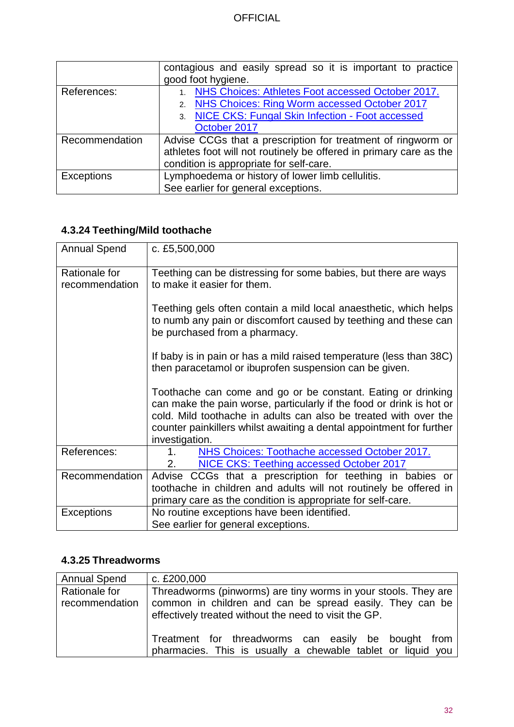|  |  |
|---|---|
|  | contagious and easily spread so it is important to practice good foot hygiene. |
| References: | 1. NHS Choices: Athletes Foot accessed October 2017.<br>2. NHS Choices: Ring Worm accessed October 2017<br>3. NICE CKS: Fungal Skin Infection - Foot accessed October 2017 |
| Recommendation | Advise CCGs that a prescription for treatment of ringworm or athletes foot will not routinely be offered in primary care as the condition is appropriate for self-care. |
| Exceptions | Lymphoedema or history of lower limb cellulitis.<br>See earlier for general exceptions. |

### 4.3.24 Teething/Mild toothache

|  |  |
|---|---|
| Annual Spend | c. £5,500,000 |
| Rationale for recommendation | Teething can be distressing for some babies, but there are ways to make it easier for them.<br><br>Teething gels often contain a mild local anaesthetic, which helps to numb any pain or discomfort caused by teething and these can be purchased from a pharmacy.<br><br>If baby is in pain or has a mild raised temperature (less than 38C) then paracetamol or ibuprofen suspension can be given.<br><br>Toothache can come and go or be constant. Eating or drinking can make the pain worse, particularly if the food or drink is hot or cold. Mild toothache in adults can also be treated with over the counter painkillers whilst awaiting a dental appointment for further investigation. |
| References: | 1. NHS Choices: Toothache accessed October 2017.<br>2. NICE CKS: Teething accessed October 2017 |
| Recommendation | Advise CCGs that a prescription for teething in babies or toothache in children and adults will not routinely be offered in primary care as the condition is appropriate for self-care. |
| Exceptions | No routine exceptions have been identified.<br>See earlier for general exceptions. |

### 4.3.25 Threadworms

|  |  |
|---|---|
| Annual Spend | c. £200,000 |
| Rationale for recommendation | Threadworms (pinworms) are tiny worms in your stools. They are common in children and can be spread easily. They can be effectively treated without the need to visit the GP.<br><br>Treatment for threadworms can easily be bought from pharmacies. This is usually a chewable tablet or liquid you |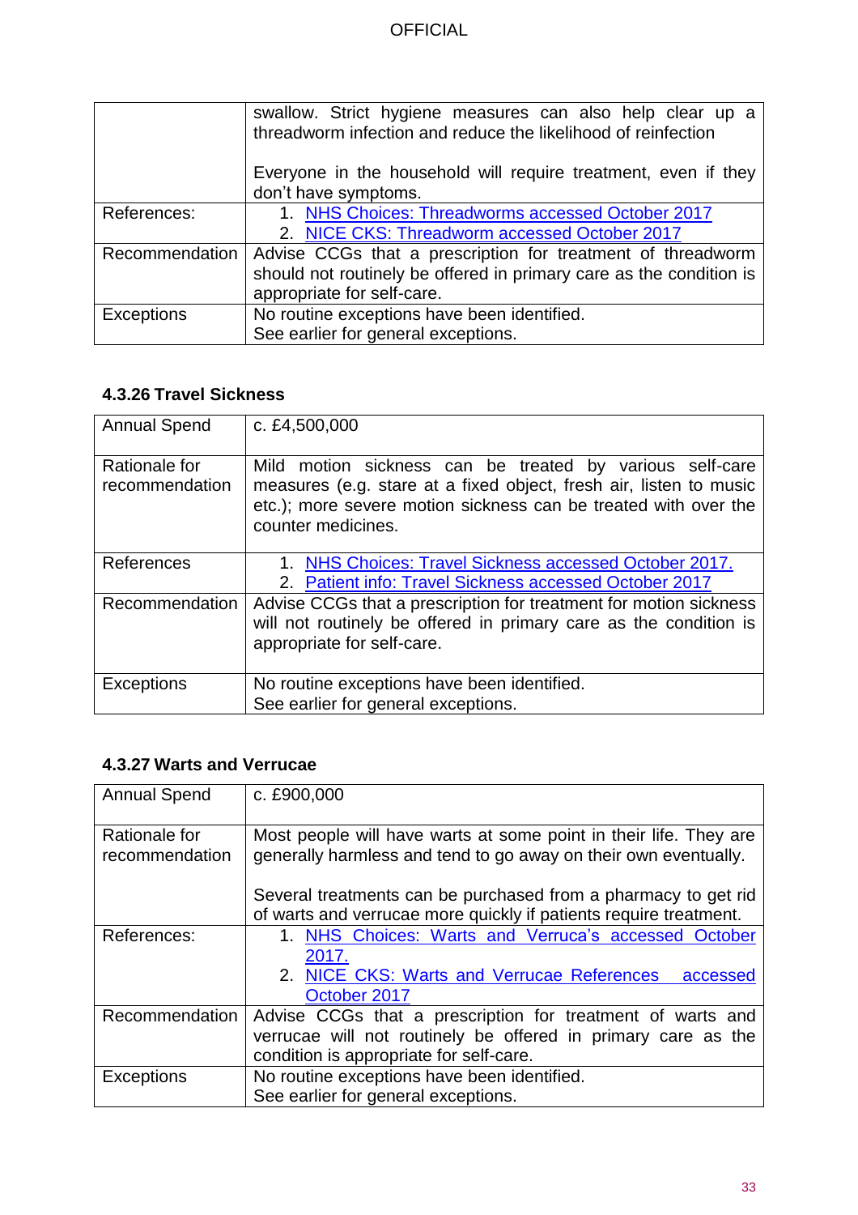| | |
|---|---|
| | swallow. Strict hygiene measures can also help clear up a threadworm infection and reduce the likelihood of reinfection<br><br>Everyone in the household will require treatment, even if they don't have symptoms. |
| References: | 1. NHS Choices: Threadworms accessed October 2017<br>2. NICE CKS: Threadworm accessed October 2017 |
| Recommendation | Advise CCGs that a prescription for treatment of threadworm should not routinely be offered in primary care as the condition is appropriate for self-care. |
| Exceptions | No routine exceptions have been identified.<br>See earlier for general exceptions. |

#### 4.3.26 Travel Sickness

| | |
|---|---|
| Annual Spend | c. £4,500,000 |
| Rationale for recommendation | Mild motion sickness can be treated by various self-care measures (e.g. stare at a fixed object, fresh air, listen to music etc.); more severe motion sickness can be treated with over the counter medicines. |
| References | 1. NHS Choices: Travel Sickness accessed October 2017.<br>2. Patient info: Travel Sickness accessed October 2017 |
| Recommendation | Advise CCGs that a prescription for treatment for motion sickness will not routinely be offered in primary care as the condition is appropriate for self-care. |
| Exceptions | No routine exceptions have been identified.<br>See earlier for general exceptions. |

#### 4.3.27 Warts and Verrucae

| | |
|---|---|
| Annual Spend | c. £900,000 |
| Rationale for recommendation | Most people will have warts at some point in their life. They are generally harmless and tend to go away on their own eventually.<br><br>Several treatments can be purchased from a pharmacy to get rid of warts and verrucae more quickly if patients require treatment. |
| References: | 1. NHS Choices: Warts and Verruca's accessed October 2017.<br>2. NICE CKS: Warts and Verrucae References accessed October 2017 |
| Recommendation | Advise CCGs that a prescription for treatment of warts and verrucae will not routinely be offered in primary care as the condition is appropriate for self-care. |
| Exceptions | No routine exceptions have been identified.<br>See earlier for general exceptions. |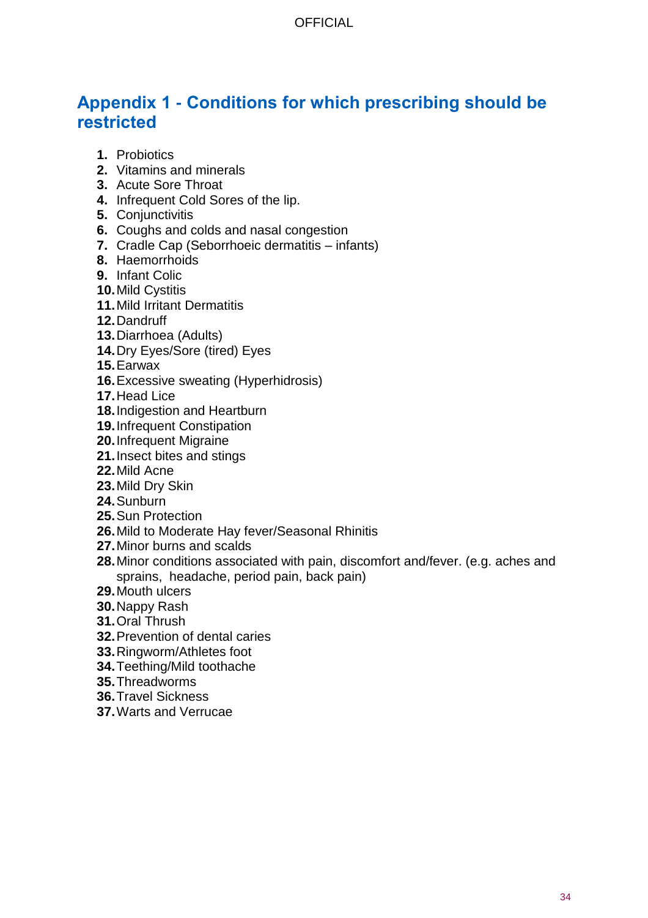## Appendix 1 - Conditions for which prescribing should be restricted

1. Probiotics
2. Vitamins and minerals
3. Acute Sore Throat
4. Infrequent Cold Sores of the lip.
5. Conjunctivitis
6. Coughs and colds and nasal congestion
7. Cradle Cap (Seborrhoeic dermatitis – infants)
8. Haemorrhoids
9. Infant Colic
10. Mild Cystitis
11. Mild Irritant Dermatitis
12. Dandruff
13. Diarrhoea (Adults)
14. Dry Eyes/Sore (tired) Eyes
15. Earwax
16. Excessive sweating (Hyperhidrosis)
17. Head Lice
18. Indigestion and Heartburn
19. Infrequent Constipation
20. Infrequent Migraine
21. Insect bites and stings
22. Mild Acne
23. Mild Dry Skin
24. Sunburn
25. Sun Protection
26. Mild to Moderate Hay fever/Seasonal Rhinitis
27. Minor burns and scalds
28. Minor conditions associated with pain, discomfort and/fever. (e.g. aches and sprains, headache, period pain, back pain)
29. Mouth ulcers
30. Nappy Rash
31. Oral Thrush
32. Prevention of dental caries
33. Ringworm/Athletes foot
34. Teething/Mild toothache
35. Threadworms
36. Travel Sickness
37. Warts and Verrucae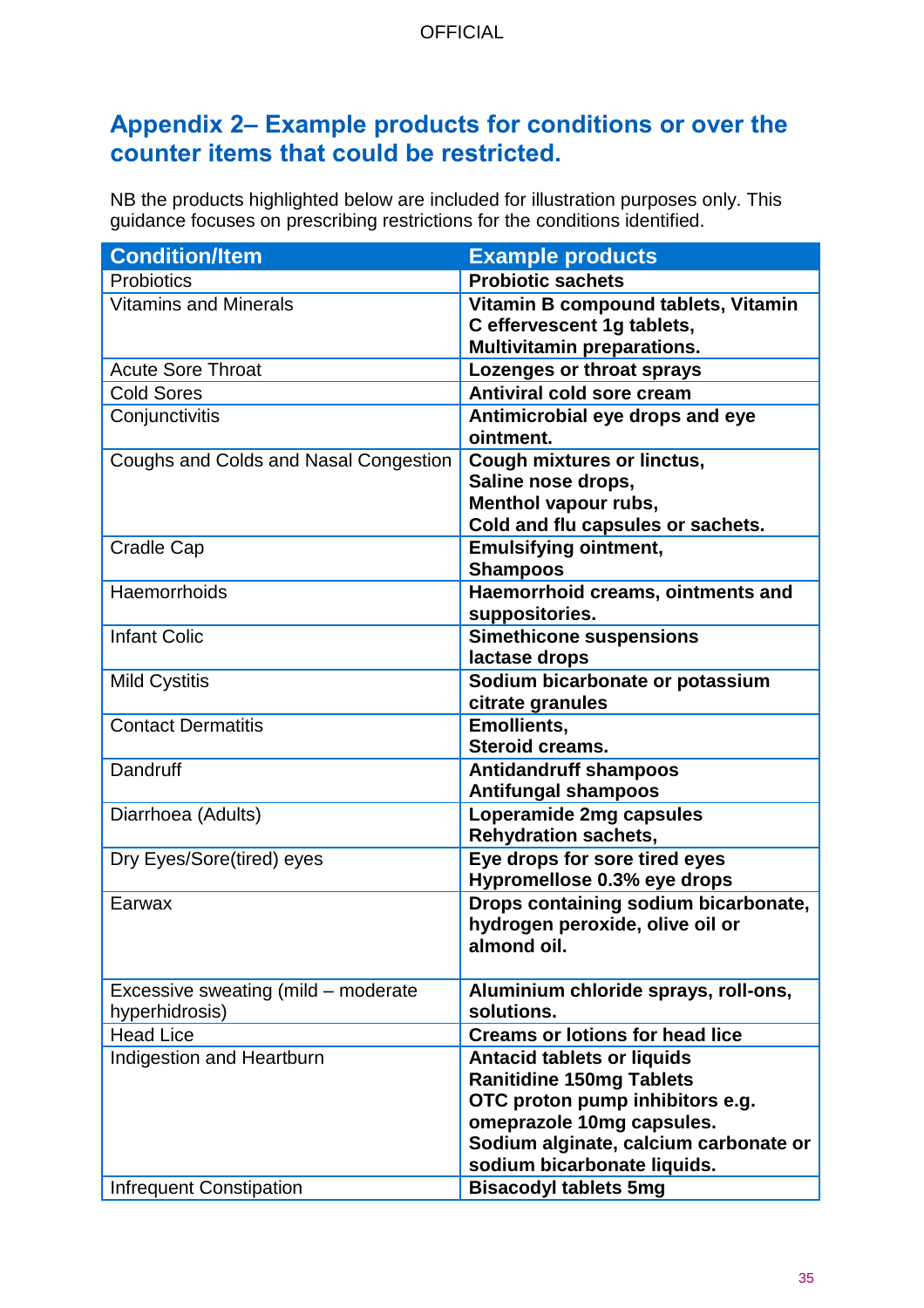## Appendix 2– Example products for conditions or over the counter items that could be restricted.

NB the products highlighted below are included for illustration purposes only. This guidance focuses on prescribing restrictions for the conditions identified.

| Condition/Item | Example products |
|---|---|
| Probiotics | **Probiotic sachets** |
| Vitamins and Minerals | **Vitamin B compound tablets, Vitamin C effervescent 1g tablets, Multivitamin preparations.** |
| Acute Sore Throat | **Lozenges or throat sprays** |
| Cold Sores | **Antiviral cold sore cream** |
| Conjunctivitis | **Antimicrobial eye drops and eye ointment.** |
| Coughs and Colds and Nasal Congestion | **Cough mixtures or linctus, Saline nose drops, Menthol vapour rubs, Cold and flu capsules or sachets.** |
| Cradle Cap | **Emulsifying ointment, Shampoos** |
| Haemorrhoids | **Haemorrhoid creams, ointments and suppositories.** |
| Infant Colic | **Simethicone suspensions lactase drops** |
| Mild Cystitis | **Sodium bicarbonate or potassium citrate granules** |
| Contact Dermatitis | **Emollients, Steroid creams.** |
| Dandruff | **Antidandruff shampoos Antifungal shampoos** |
| Diarrhoea (Adults) | **Loperamide 2mg capsules Rehydration sachets,** |
| Dry Eyes/Sore(tired) eyes | **Eye drops for sore tired eyes Hypromellose 0.3% eye drops** |
| Earwax | **Drops containing sodium bicarbonate, hydrogen peroxide, olive oil or almond oil.** |
| Excessive sweating (mild – moderate hyperhidrosis) | **Aluminium chloride sprays, roll-ons, solutions.** |
| Head Lice | **Creams or lotions for head lice** |
| Indigestion and Heartburn | **Antacid tablets or liquids Ranitidine 150mg Tablets OTC proton pump inhibitors e.g. omeprazole 10mg capsules. Sodium alginate, calcium carbonate or sodium bicarbonate liquids.** |
| Infrequent Constipation | **Bisacodyl tablets 5mg** |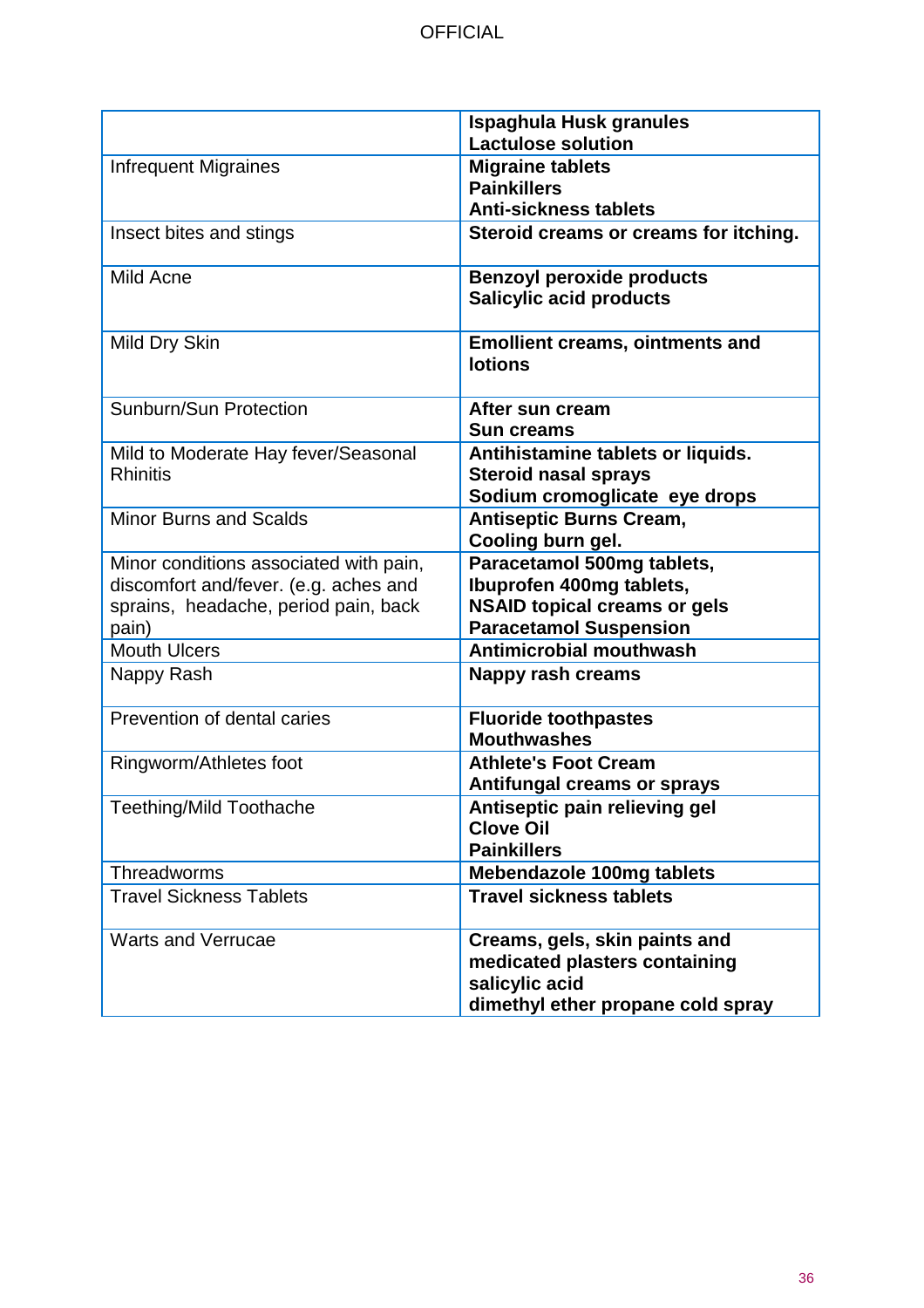| | |
|---|---|
| | **Ispaghula Husk granules**<br>**Lactulose solution** |
| Infrequent Migraines | **Migraine tablets**<br>**Painkillers**<br>**Anti-sickness tablets** |
| Insect bites and stings | **Steroid creams or creams for itching.** |
| Mild Acne | **Benzoyl peroxide products**<br>**Salicylic acid products** |
| Mild Dry Skin | **Emollient creams, ointments and lotions** |
| Sunburn/Sun Protection | **After sun cream**<br>**Sun creams** |
| Mild to Moderate Hay fever/Seasonal Rhinitis | **Antihistamine tablets or liquids.**<br>**Steroid nasal sprays**<br>**Sodium cromoglicate eye drops** |
| Minor Burns and Scalds | **Antiseptic Burns Cream,**<br>**Cooling burn gel.** |
| Minor conditions associated with pain, discomfort and/fever. (e.g. aches and sprains, headache, period pain, back pain) | **Paracetamol 500mg tablets,**<br>**Ibuprofen 400mg tablets,**<br>**NSAID topical creams or gels**<br>**Paracetamol Suspension** |
| Mouth Ulcers | **Antimicrobial mouthwash** |
| Nappy Rash | **Nappy rash creams** |
| Prevention of dental caries | **Fluoride toothpastes**<br>**Mouthwashes** |
| Ringworm/Athletes foot | **Athlete's Foot Cream**<br>**Antifungal creams or sprays** |
| Teething/Mild Toothache | **Antiseptic pain relieving gel**<br>**Clove Oil**<br>**Painkillers** |
| Threadworms | **Mebendazole 100mg tablets** |
| Travel Sickness Tablets | **Travel sickness tablets** |
| Warts and Verrucae | **Creams, gels, skin paints and medicated plasters containing salicylic acid**<br>**dimethyl ether propane cold spray** |